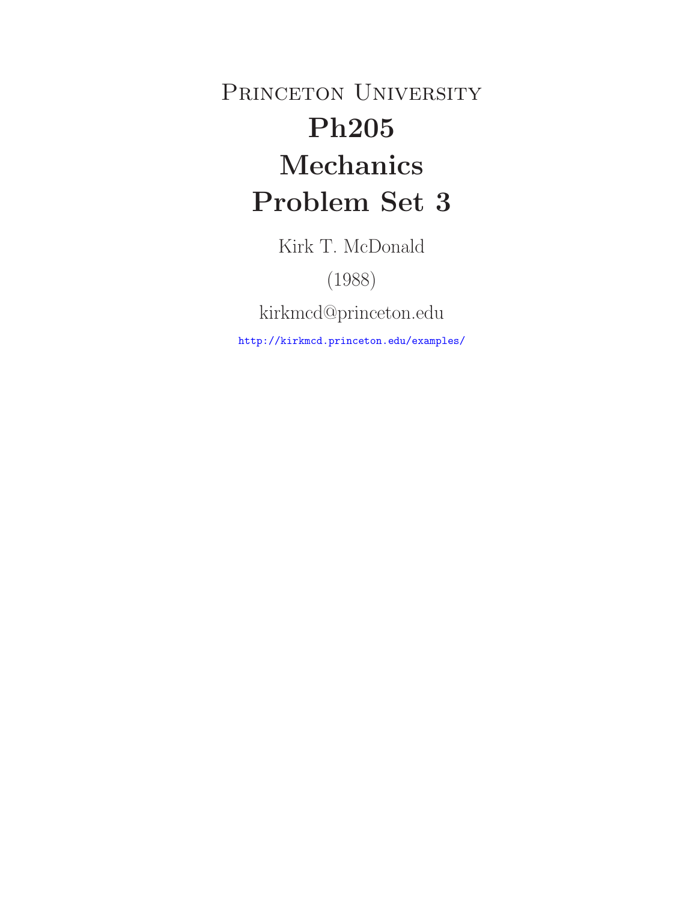# Princeton University

# Ph205

# Mechanics

# Problem Set 3

Kirk T. McDonald

(1988)

kirkmcd@princeton.edu

http://kirkmcd.princeton.edu/examples/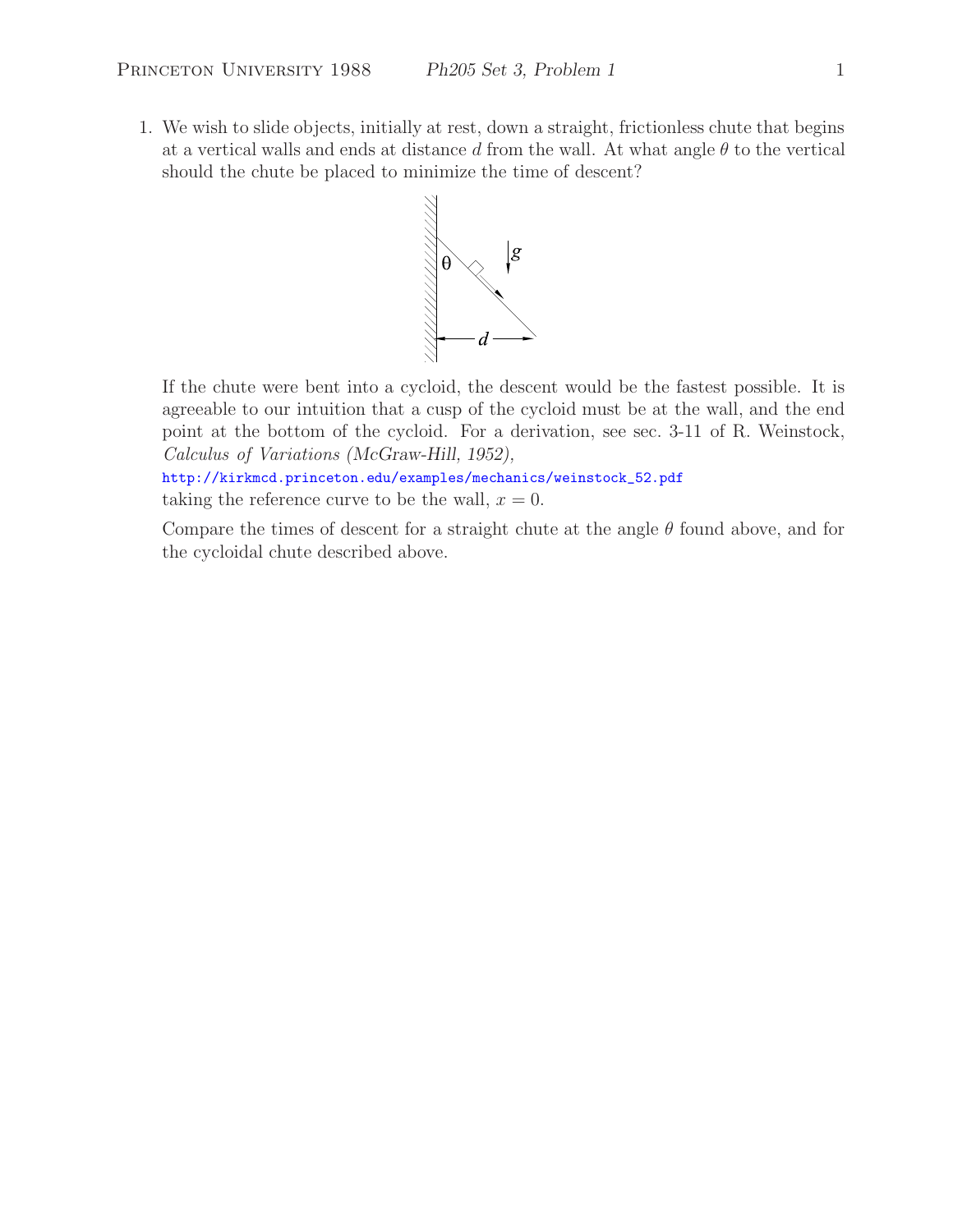1. We wish to slide objects, initially at rest, down a straight, frictionless chute that begins at a vertical walls and ends at distance $d$ from the wall. At what angle $\theta$ to the vertical should the chute be placed to minimize the time of descent?

   If the chute were bent into a cycloid, the descent would be the fastest possible. It is agreeable to our intuition that a cusp of the cycloid must be at the wall, and the end point at the bottom of the cycloid. For a derivation, see sec. 3-11 of R. Weinstock, *Calculus of Variations (McGraw-Hill, 1952)*,
   http://kirkmcd.princeton.edu/examples/mechanics/weinstock_52.pdf
   taking the reference curve to be the wall, $x = 0$.

   Compare the times of descent for a straight chute at the angle $\theta$ found above, and for the cycloidal chute described above.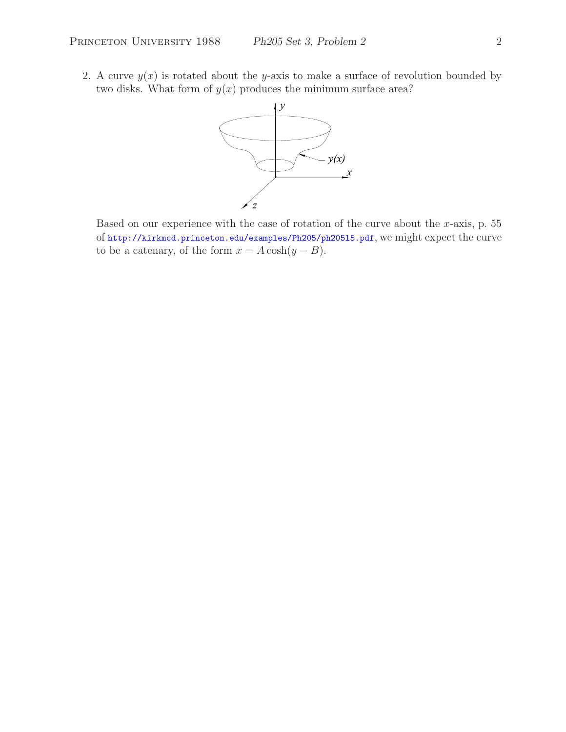2. A curve $y(x)$ is rotated about the $y$-axis to make a surface of revolution bounded by two disks. What form of $y(x)$ produces the minimum surface area?

Based on our experience with the case of rotation of the curve about the $x$-axis, p. 55 of http://kirkmcd.princeton.edu/examples/Ph205/ph205l5.pdf, we might expect the curve to be a catenary, of the form $x = A\cosh(y - B)$.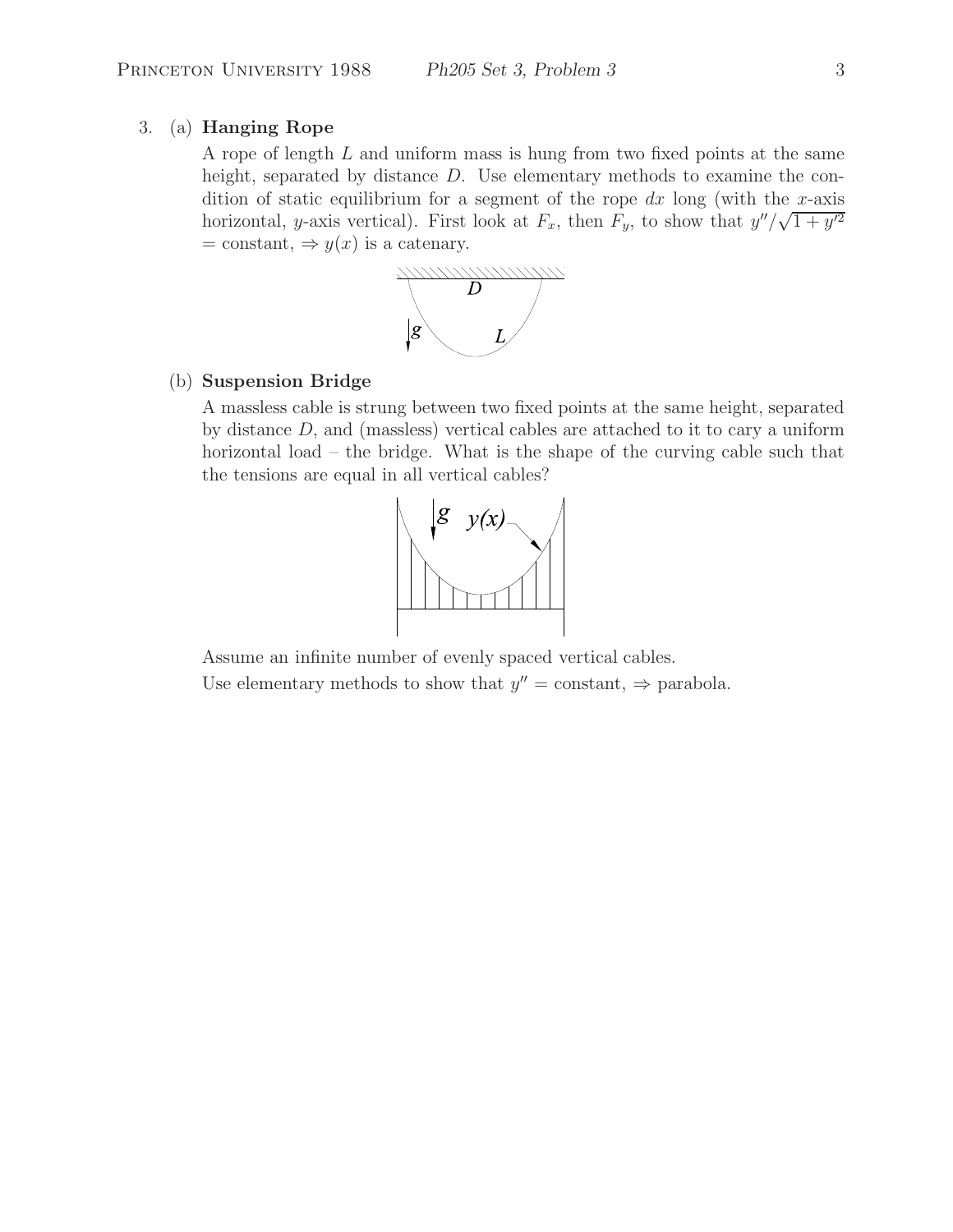3. (a) **Hanging Rope**

A rope of length $L$ and uniform mass is hung from two fixed points at the same height, separated by distance $D$. Use elementary methods to examine the condition of static equilibrium for a segment of the rope $dx$ long (with the $x$-axis horizontal, $y$-axis vertical). First look at $F_x$, then $F_y$, to show that $y''/\sqrt{1+y'^2}$ = constant, $\Rightarrow y(x)$ is a catenary.

(b) **Suspension Bridge**

A massless cable is strung between two fixed points at the same height, separated by distance $D$, and (massless) vertical cables are attached to it to cary a uniform horizontal load – the bridge. What is the shape of the curving cable such that the tensions are equal in all vertical cables?

Assume an infinite number of evenly spaced vertical cables.

Use elementary methods to show that $y''$ = constant, $\Rightarrow$ parabola.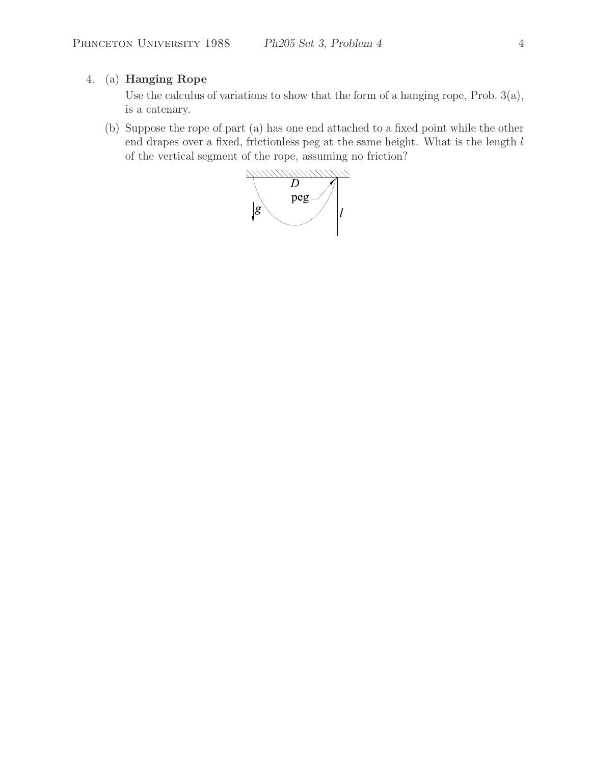4. (a) **Hanging Rope**

   Use the calculus of variations to show that the form of a hanging rope, Prob. 3(a), is a catenary.

   (b) Suppose the rope of part (a) has one end attached to a fixed point while the other end drapes over a fixed, frictionless peg at the same height. What is the length $l$ of the vertical segment of the rope, assuming no friction?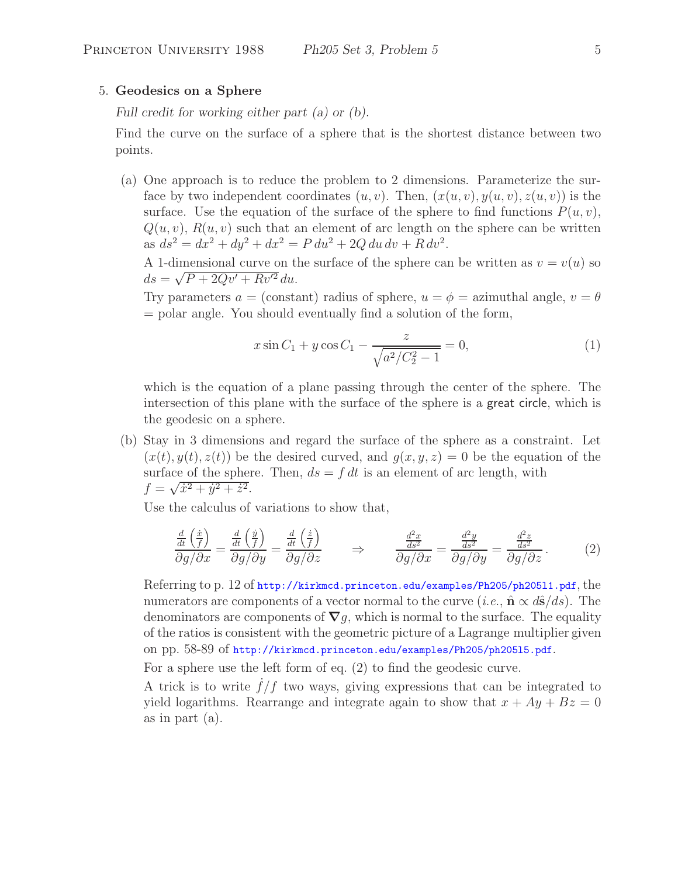5. **Geodesics on a Sphere**

*Full credit for working either part (a) or (b).*

Find the curve on the surface of a sphere that is the shortest distance between two points.

(a) One approach is to reduce the problem to 2 dimensions. Parameterize the surface by two independent coordinates $(u, v)$. Then, $(x(u, v), y(u, v), z(u, v))$ is the surface. Use the equation of the surface of the sphere to find functions $P(u, v)$, $Q(u, v)$, $R(u, v)$ such that an element of arc length on the sphere can be written as $ds^2 = dx^2 + dy^2 + dx^2 = P\,du^2 + 2Q\,du\,dv + R\,dv^2$.

A 1-dimensional curve on the surface of the sphere can be written as $v = v(u)$ so $ds = \sqrt{P + 2Qv' + Rv'^2}\,du$.

Try parameters $a$ = (constant) radius of sphere, $u = \phi$ = azimuthal angle, $v = \theta$ = polar angle. You should eventually find a solution of the form,

$$x \sin C_1 + y \cos C_1 - \frac{z}{\sqrt{a^2/C_2^2 - 1}} = 0, \tag{1}$$

which is the equation of a plane passing through the center of the sphere. The intersection of this plane with the surface of the sphere is a great circle, which is the geodesic on a sphere.

(b) Stay in 3 dimensions and regard the surface of the sphere as a constraint. Let $(x(t), y(t), z(t))$ be the desired curved, and $g(x, y, z) = 0$ be the equation of the surface of the sphere. Then, $ds = f\,dt$ is an element of arc length, with $f = \sqrt{\dot{x}^2 + \dot{y}^2 + \dot{z}^2}$.

Use the calculus of variations to show that,

$$\frac{\frac{d}{dt}\left(\frac{\dot{x}}{f}\right)}{\partial g/\partial x} = \frac{\frac{d}{dt}\left(\frac{\dot{y}}{f}\right)}{\partial g/\partial y} = \frac{\frac{d}{dt}\left(\frac{\dot{z}}{f}\right)}{\partial g/\partial z} \qquad \Rightarrow \qquad \frac{\frac{d^2x}{ds^2}}{\partial g/\partial x} = \frac{\frac{d^2y}{ds^2}}{\partial g/\partial y} = \frac{\frac{d^2z}{ds^2}}{\partial g/\partial z}. \tag{2}$$

Referring to p. 12 of http://kirkmcd.princeton.edu/examples/Ph205/ph205l1.pdf, the numerators are components of a vector normal to the curve (*i.e.*, $\hat{\mathbf{n}} \propto d\hat{\mathbf{s}}/ds$). The denominators are components of $\boldsymbol{\nabla} g$, which is normal to the surface. The equality of the ratios is consistent with the geometric picture of a Lagrange multiplier given on pp. 58-89 of http://kirkmcd.princeton.edu/examples/Ph205/ph205l5.pdf.

For a sphere use the left form of eq. (2) to find the geodesic curve.

A trick is to write $\dot{f}/f$ two ways, giving expressions that can be integrated to yield logarithms. Rearrange and integrate again to show that $x + Ay + Bz = 0$ as in part (a).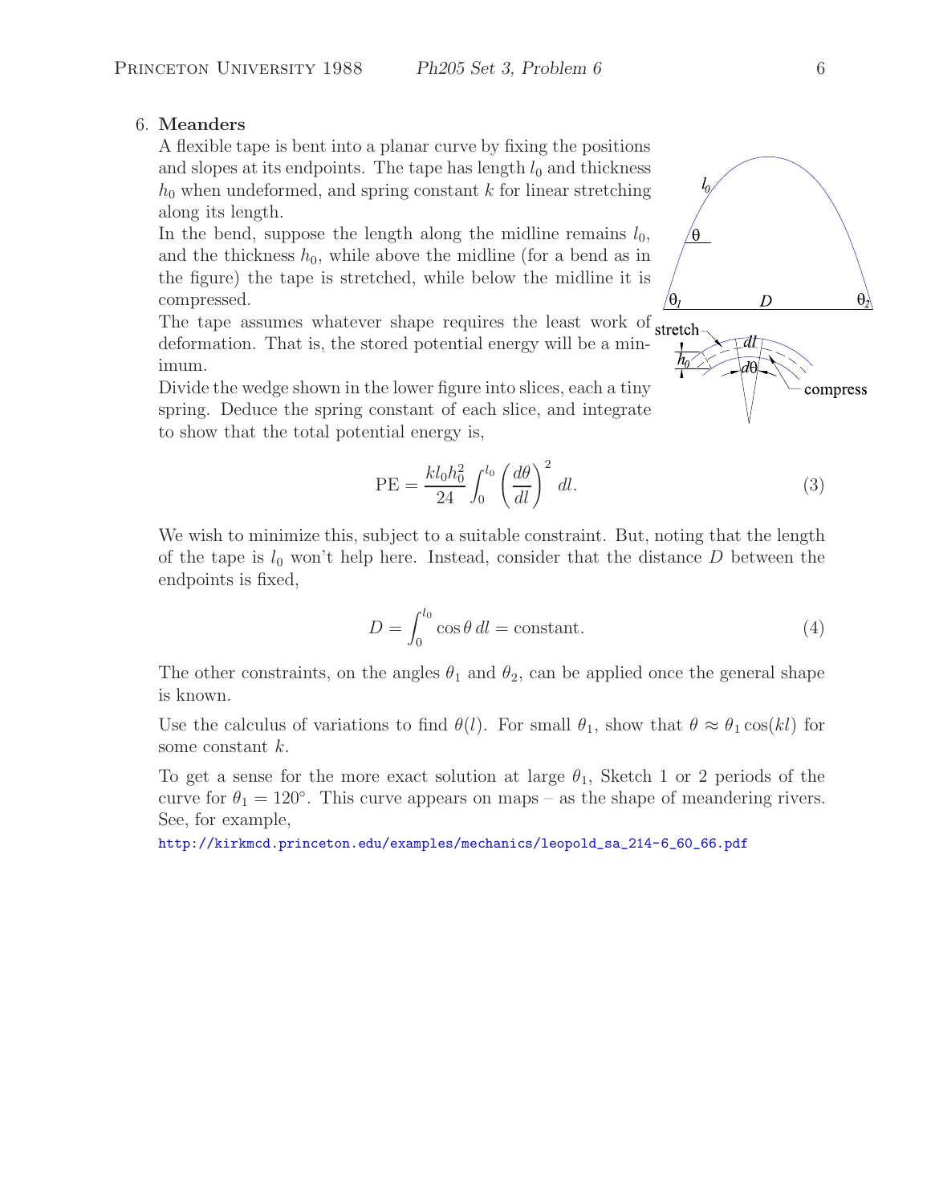6. **Meanders**

A flexible tape is bent into a planar curve by fixing the positions and slopes at its endpoints. The tape has length $l_0$ and thickness $h_0$ when undeformed, and spring constant $k$ for linear stretching along its length.

In the bend, suppose the length along the midline remains $l_0$, and the thickness $h_0$, while above the midline (for a bend as in the figure) the tape is stretched, while below the midline it is compressed.

The tape assumes whatever shape requires the least work of deformation. That is, the stored potential energy will be a minimum.

Divide the wedge shown in the lower figure into slices, each a tiny spring. Deduce the spring constant of each slice, and integrate to show that the total potential energy is,

$$\mathrm{PE} = \frac{k l_0 h_0^2}{24} \int_0^{l_0} \left(\frac{d\theta}{dl}\right)^2 dl. \tag{3}$$

We wish to minimize this, subject to a suitable constraint. But, noting that the length of the tape is $l_0$ won't help here. Instead, consider that the distance $D$ between the endpoints is fixed,

$$D = \int_0^{l_0} \cos\theta \, dl = \text{constant}. \tag{4}$$

The other constraints, on the angles $\theta_1$ and $\theta_2$, can be applied once the general shape is known.

Use the calculus of variations to find $\theta(l)$. For small $\theta_1$, show that $\theta \approx \theta_1 \cos(kl)$ for some constant $k$.

To get a sense for the more exact solution at large $\theta_1$, Sketch 1 or 2 periods of the curve for $\theta_1 = 120°$. This curve appears on maps – as the shape of meandering rivers. See, for example,

http://kirkmcd.princeton.edu/examples/mechanics/leopold_sa_214-6_60_66.pdf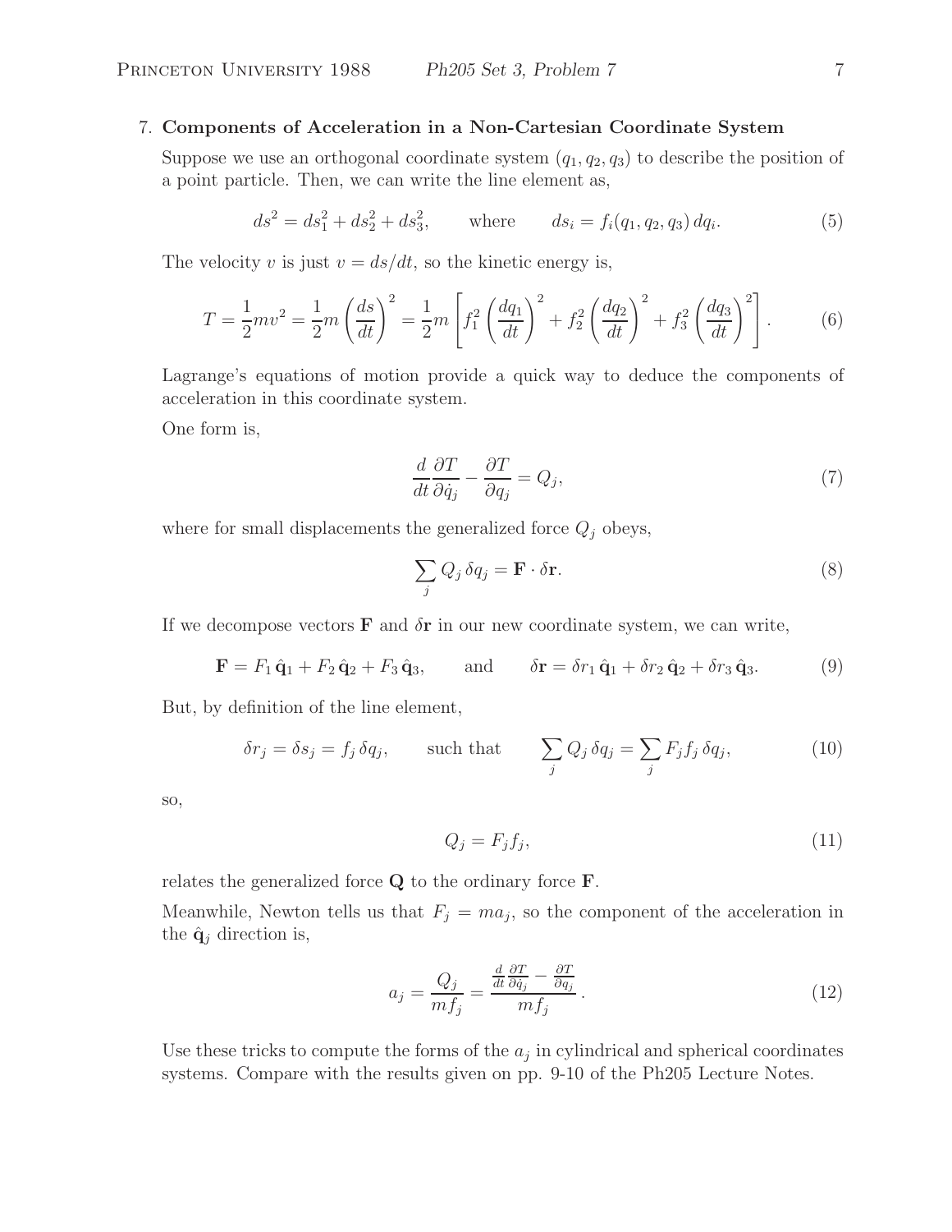## 7. Components of Acceleration in a Non-Cartesian Coordinate System

Suppose we use an orthogonal coordinate system $(q_1, q_2, q_3)$ to describe the position of a point particle. Then, we can write the line element as,

$$ds^2 = ds_1^2 + ds_2^2 + ds_3^2, \qquad \text{where} \qquad ds_i = f_i(q_1, q_2, q_3)\, dq_i. \tag{5}$$

The velocity $v$ is just $v = ds/dt$, so the kinetic energy is,

$$T = \frac{1}{2}mv^2 = \frac{1}{2}m\left(\frac{ds}{dt}\right)^2 = \frac{1}{2}m\left[f_1^2\left(\frac{dq_1}{dt}\right)^2 + f_2^2\left(\frac{dq_2}{dt}\right)^2 + f_3^2\left(\frac{dq_3}{dt}\right)^2\right]. \tag{6}$$

Lagrange's equations of motion provide a quick way to deduce the components of acceleration in this coordinate system.

One form is,

$$\frac{d}{dt}\frac{\partial T}{\partial \dot{q}_j} - \frac{\partial T}{\partial q_j} = Q_j, \tag{7}$$

where for small displacements the generalized force $Q_j$ obeys,

$$\sum_j Q_j\, \delta q_j = \mathbf{F} \cdot \delta\mathbf{r}. \tag{8}$$

If we decompose vectors $\mathbf{F}$ and $\delta\mathbf{r}$ in our new coordinate system, we can write,

$$\mathbf{F} = F_1\, \hat{\mathbf{q}}_1 + F_2\, \hat{\mathbf{q}}_2 + F_3\, \hat{\mathbf{q}}_3, \qquad \text{and} \qquad \delta\mathbf{r} = \delta r_1\, \hat{\mathbf{q}}_1 + \delta r_2\, \hat{\mathbf{q}}_2 + \delta r_3\, \hat{\mathbf{q}}_3. \tag{9}$$

But, by definition of the line element,

$$\delta r_j = \delta s_j = f_j\, \delta q_j, \qquad \text{such that} \qquad \sum_j Q_j\, \delta q_j = \sum_j F_j f_j\, \delta q_j, \tag{10}$$

so,

$$Q_j = F_j f_j, \tag{11}$$

relates the generalized force $\mathbf{Q}$ to the ordinary force $\mathbf{F}$.

Meanwhile, Newton tells us that $F_j = ma_j$, so the component of the acceleration in the $\hat{\mathbf{q}}_j$ direction is,

$$a_j = \frac{Q_j}{mf_j} = \frac{\frac{d}{dt}\frac{\partial T}{\partial \dot{q}_j} - \frac{\partial T}{\partial q_j}}{mf_j}. \tag{12}$$

Use these tricks to compute the forms of the $a_j$ in cylindrical and spherical coordinates systems. Compare with the results given on pp. 9-10 of the Ph205 Lecture Notes.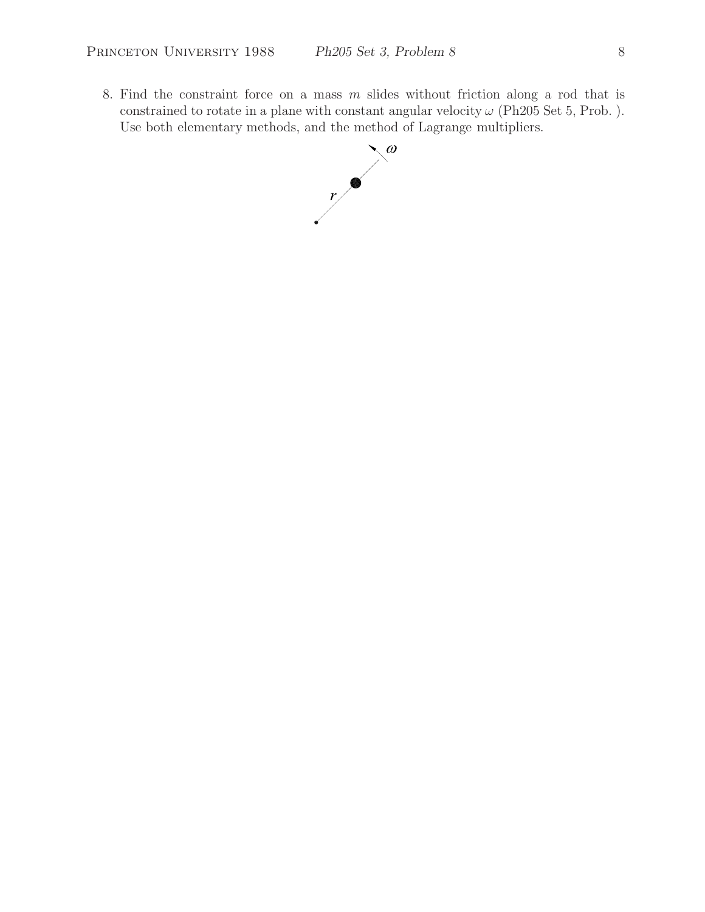8. Find the constraint force on a mass $m$ slides without friction along a rod that is constrained to rotate in a plane with constant angular velocity $\omega$ (Ph205 Set 5, Prob. ). Use both elementary methods, and the method of Lagrange multipliers.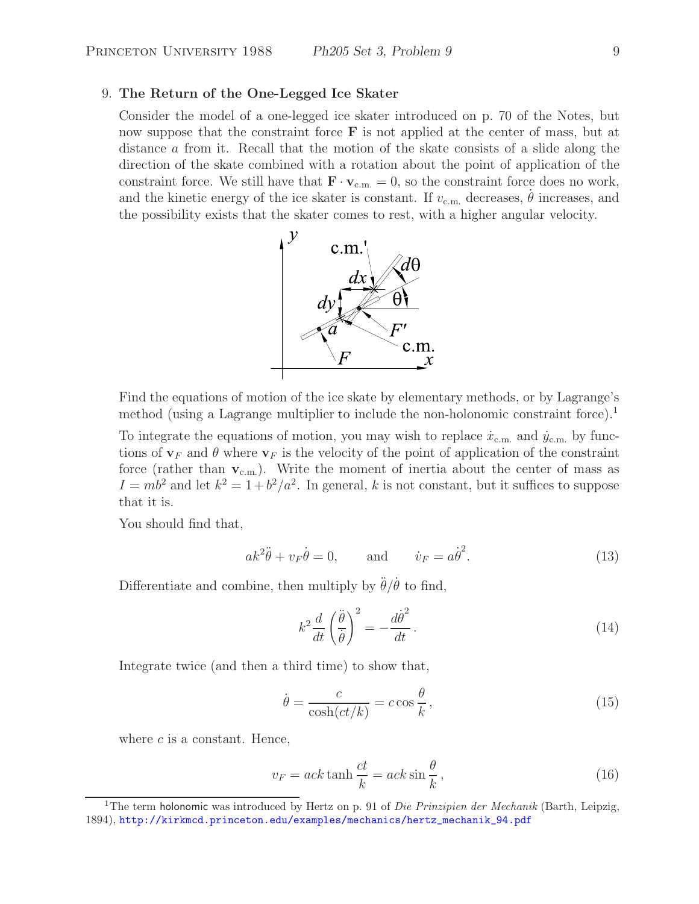9. **The Return of the One-Legged Ice Skater**

Consider the model of a one-legged ice skater introduced on p. 70 of the Notes, but now suppose that the constraint force $\mathbf{F}$ is not applied at the center of mass, but at distance $a$ from it. Recall that the motion of the skate consists of a slide along the direction of the skate combined with a rotation about the point of application of the constraint force. We still have that $\mathbf{F} \cdot \mathbf{v}_{\text{c.m.}} = 0$, so the constraint force does no work, and the kinetic energy of the ice skater is constant. If $v_{\text{c.m.}}$ decreases, $\dot{\theta}$ increases, and the possibility exists that the skater comes to rest, with a higher angular velocity.

Find the equations of motion of the ice skate by elementary methods, or by Lagrange's method (using a Lagrange multiplier to include the non-holonomic constraint force).[1]

To integrate the equations of motion, you may wish to replace $\dot{x}_{\text{c.m.}}$ and $\dot{y}_{\text{c.m.}}$ by functions of $\mathbf{v}_F$ and $\theta$ where $\mathbf{v}_F$ is the velocity of the point of application of the constraint force (rather than $\mathbf{v}_{\text{c.m.}}$). Write the moment of inertia about the center of mass as $I = mb^2$ and let $k^2 = 1 + b^2/a^2$. In general, $k$ is not constant, but it suffices to suppose that it is.

You should find that,

$$ak^2\ddot{\theta} + v_F\dot{\theta} = 0, \qquad \text{and} \qquad \dot{v}_F = a\dot{\theta}^2. \tag{13}$$

Differentiate and combine, then multiply by $\ddot{\theta}/\dot{\theta}$ to find,

$$k^2 \frac{d}{dt}\left(\frac{\ddot{\theta}}{\dot{\theta}}\right)^2 = -\frac{d\dot{\theta}^2}{dt}. \tag{14}$$

Integrate twice (and then a third time) to show that,

$$\dot{\theta} = \frac{c}{\cosh(ct/k)} = c\cos\frac{\theta}{k}, \tag{15}$$

where $c$ is a constant. Hence,

$$v_F = ack\tanh\frac{ct}{k} = ack\sin\frac{\theta}{k}, \tag{16}$$

[1] The term holonomic was introduced by Hertz on p. 91 of *Die Prinzipien der Mechanik* (Barth, Leipzig, 1894), http://kirkmcd.princeton.edu/examples/mechanics/hertz_mechanik_94.pdf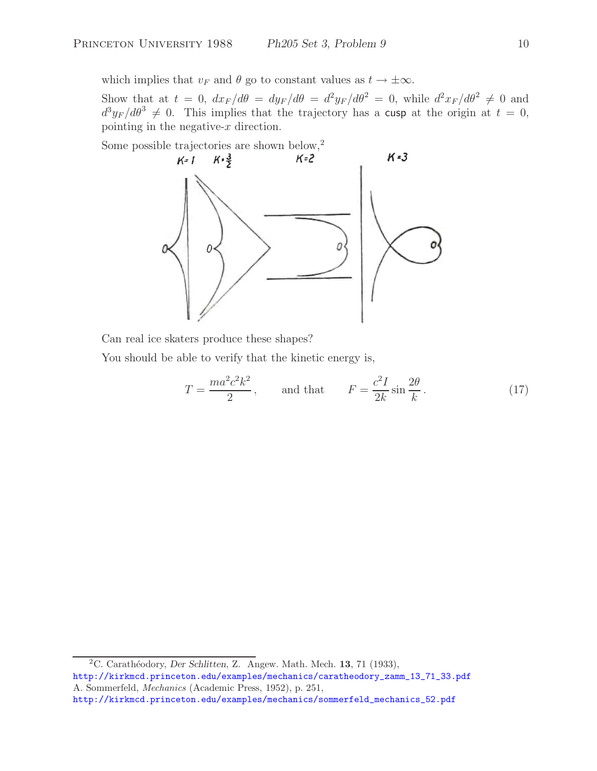which implies that $v_F$ and $\theta$ go to constant values as $t \to \pm\infty$.

Show that at $t = 0$, $dx_F/d\theta = dy_F/d\theta = d^2y_F/d\theta^2 = 0$, while $d^2x_F/d\theta^2 \neq 0$ and $d^3y_F/d\theta^3 \neq 0$. This implies that the trajectory has a cusp at the origin at $t = 0$, pointing in the negative-$x$ direction.

Some possible trajectories are shown below,[2]

Can real ice skaters produce these shapes?

You should be able to verify that the kinetic energy is,

$$T = \frac{ma^2c^2k^2}{2}, \qquad \text{and that} \qquad F = \frac{c^2 I}{2k}\sin\frac{2\theta}{k}. \tag{17}$$

---

[2] C. Carathéodory, *Der Schlitten*, Z. Angew. Math. Mech. **13**, 71 (1933), http://kirkmcd.princeton.edu/examples/mechanics/caratheodory_zamm_13_71_33.pdf
A. Sommerfeld, *Mechanics* (Academic Press, 1952), p. 251, http://kirkmcd.princeton.edu/examples/mechanics/sommerfeld_mechanics_52.pdf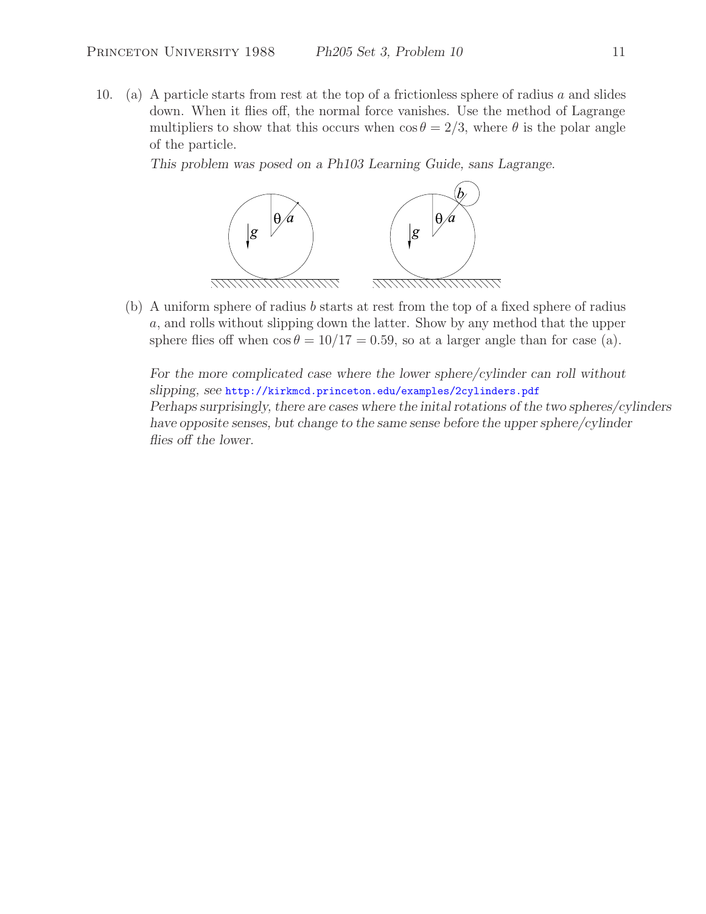10. (a) A particle starts from rest at the top of a frictionless sphere of radius $a$ and slides down. When it flies off, the normal force vanishes. Use the method of Lagrange multipliers to show that this occurs when $\cos\theta = 2/3$, where $\theta$ is the polar angle of the particle.

*This problem was posed on a Ph103 Learning Guide, sans Lagrange.*

(b) A uniform sphere of radius $b$ starts at rest from the top of a fixed sphere of radius $a$, and rolls without slipping down the latter. Show by any method that the upper sphere flies off when $\cos\theta = 10/17 = 0.59$, so at a larger angle than for case (a).

*For the more complicated case where the lower sphere/cylinder can roll without slipping, see* http://kirkmcd.princeton.edu/examples/2cylinders.pdf
*Perhaps surprisingly, there are cases where the inital rotations of the two spheres/cylinders have opposite senses, but change to the same sense before the upper sphere/cylinder flies off the lower.*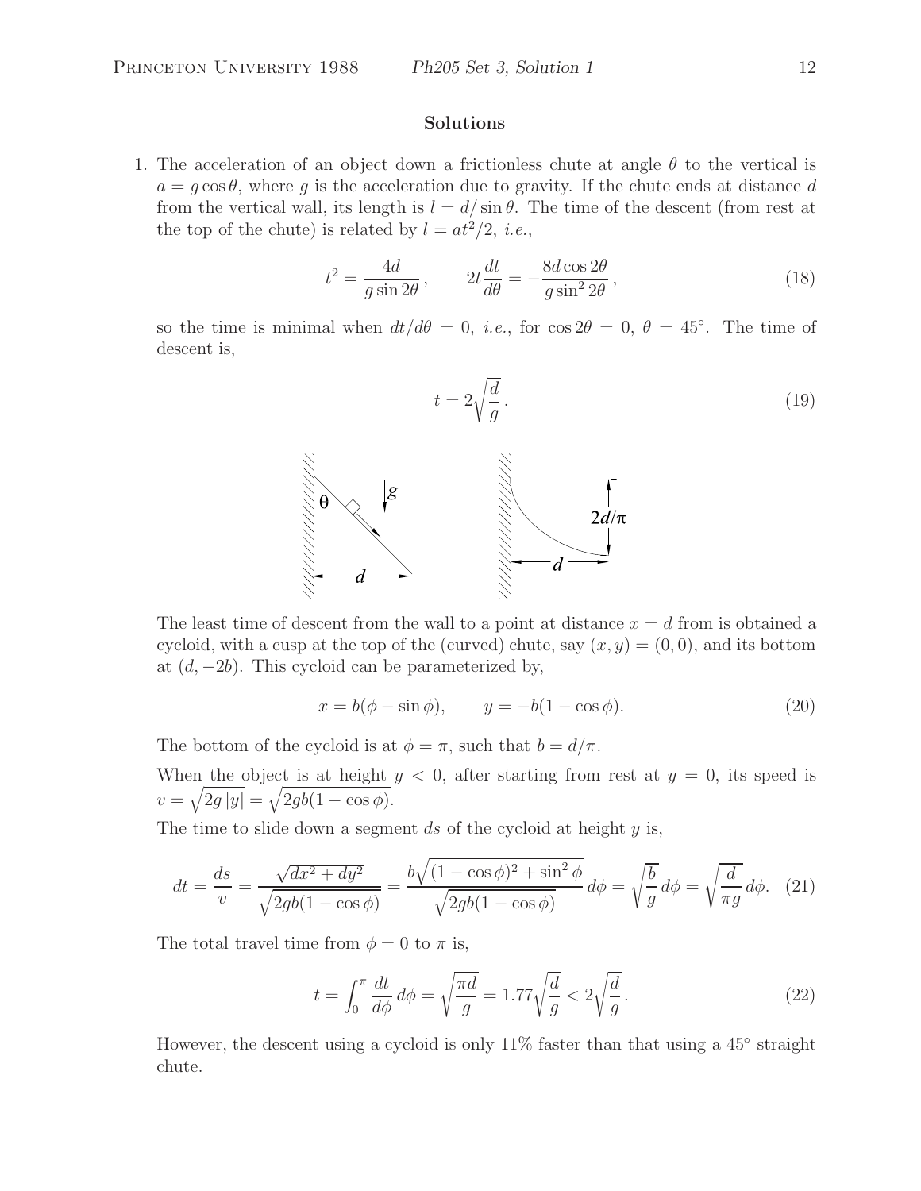## Solutions

1. The acceleration of an object down a frictionless chute at angle $\theta$ to the vertical is $a = g\cos\theta$, where $g$ is the acceleration due to gravity. If the chute ends at distance $d$ from the vertical wall, its length is $l = d/\sin\theta$. The time of the descent (from rest at the top of the chute) is related by $l = at^2/2$, *i.e.*,

$$t^2 = \frac{4d}{g\sin 2\theta}, \qquad 2t\frac{dt}{d\theta} = -\frac{8d\cos 2\theta}{g\sin^2 2\theta}, \tag{18}$$

so the time is minimal when $dt/d\theta = 0$, *i.e.*, for $\cos 2\theta = 0$, $\theta = 45°$. The time of descent is,

$$t = 2\sqrt{\frac{d}{g}}. \tag{19}$$

The least time of descent from the wall to a point at distance $x = d$ from is obtained a cycloid, with a cusp at the top of the (curved) chute, say $(x, y) = (0, 0)$, and its bottom at $(d, -2b)$. This cycloid can be parameterized by,

$$x = b(\phi - \sin\phi), \qquad y = -b(1 - \cos\phi). \tag{20}$$

The bottom of the cycloid is at $\phi = \pi$, such that $b = d/\pi$.

When the object is at height $y < 0$, after starting from rest at $y = 0$, its speed is $v = \sqrt{2g\,|y|} = \sqrt{2gb(1-\cos\phi)}$.

The time to slide down a segment $ds$ of the cycloid at height $y$ is,

$$dt = \frac{ds}{v} = \frac{\sqrt{dx^2 + dy^2}}{\sqrt{2gb(1-\cos\phi)}} = \frac{b\sqrt{(1-\cos\phi)^2 + \sin^2\phi}}{\sqrt{2gb(1-\cos\phi)}}\,d\phi = \sqrt{\frac{b}{g}}\,d\phi = \sqrt{\frac{d}{\pi g}}\,d\phi. \tag{21}$$

The total travel time from $\phi = 0$ to $\pi$ is,

$$t = \int_0^\pi \frac{dt}{d\phi}\,d\phi = \sqrt{\frac{\pi d}{g}} = 1.77\sqrt{\frac{d}{g}} < 2\sqrt{\frac{d}{g}}. \tag{22}$$

However, the descent using a cycloid is only 11% faster than that using a 45° straight chute.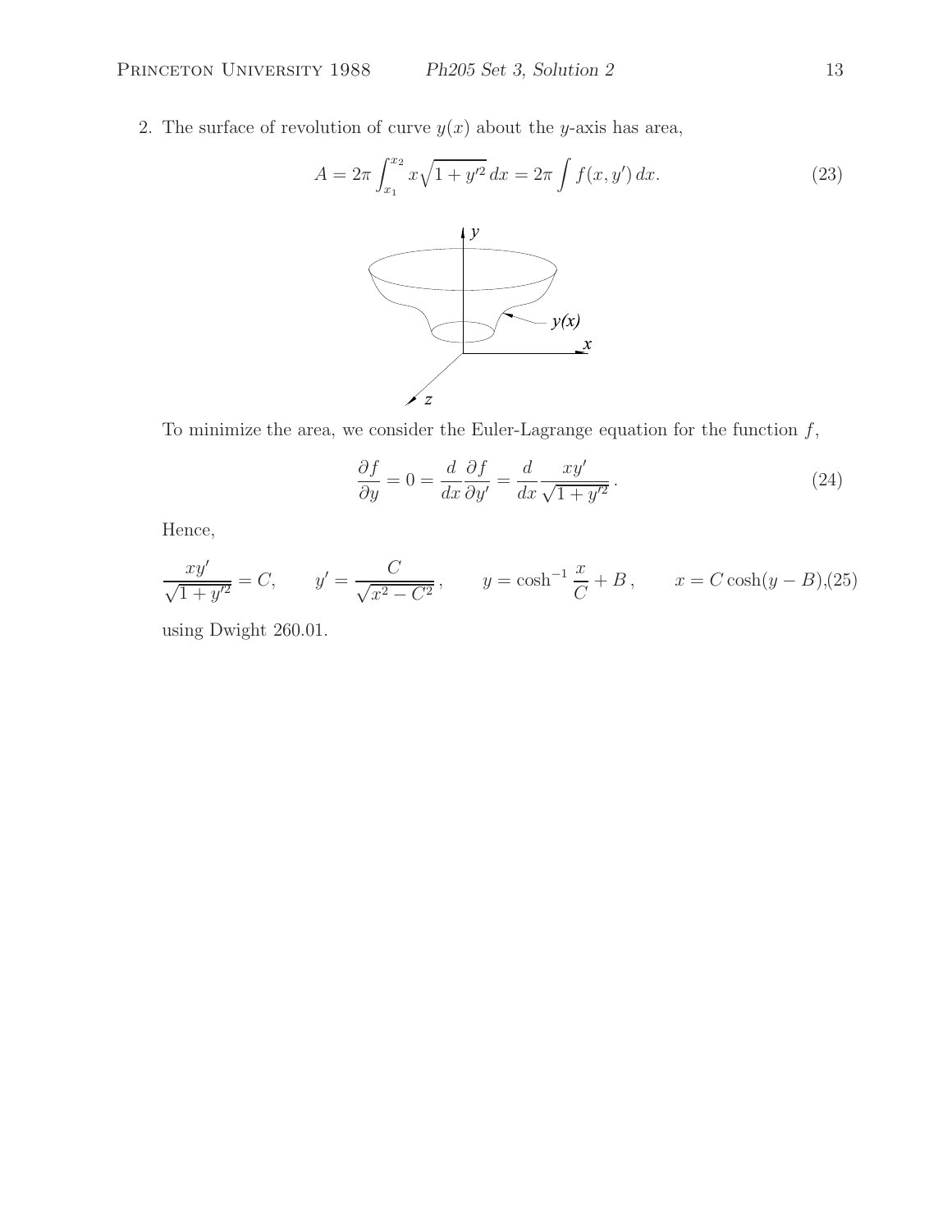2. The surface of revolution of curve $y(x)$ about the $y$-axis has area,

$$A = 2\pi \int_{x_1}^{x_2} x\sqrt{1+y'^2}\, dx = 2\pi \int f(x, y')\, dx. \tag{23}$$

To minimize the area, we consider the Euler-Lagrange equation for the function $f$,

$$\frac{\partial f}{\partial y} = 0 = \frac{d}{dx}\frac{\partial f}{\partial y'} = \frac{d}{dx}\frac{xy'}{\sqrt{1+y'^2}}\,. \tag{24}$$

Hence,

$$\frac{xy'}{\sqrt{1+y'^2}} = C, \qquad y' = \frac{C}{\sqrt{x^2 - C^2}}\,, \qquad y = \cosh^{-1}\frac{x}{C} + B\,, \qquad x = C\cosh(y - B), \tag{25}$$

using Dwight 260.01.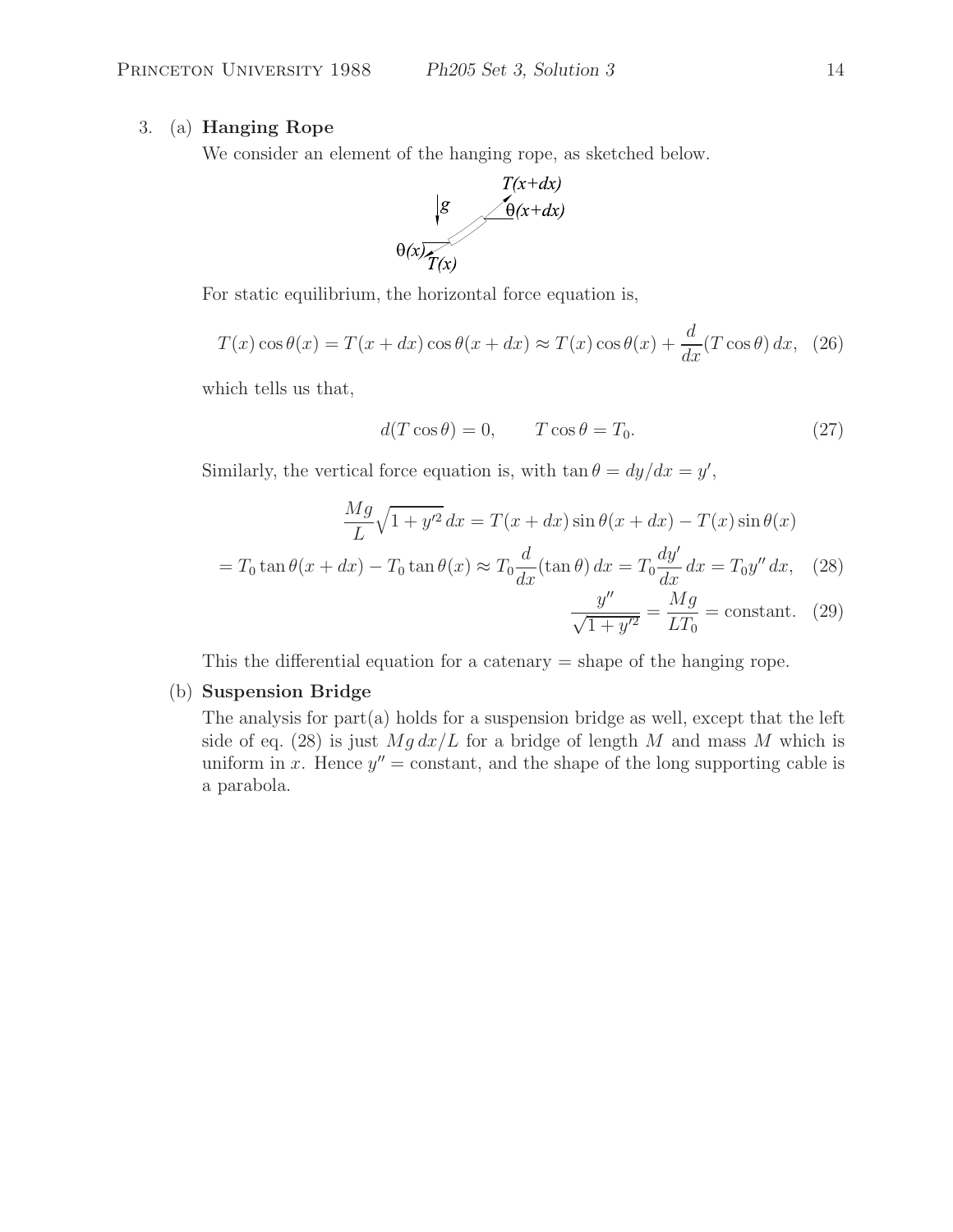3. (a) **Hanging Rope**

We consider an element of the hanging rope, as sketched below.

For static equilibrium, the horizontal force equation is,

$$T(x)\cos\theta(x) = T(x+dx)\cos\theta(x+dx) \approx T(x)\cos\theta(x) + \frac{d}{dx}(T\cos\theta)\,dx, \quad (26)$$

which tells us that,

$$d(T\cos\theta) = 0, \qquad T\cos\theta = T_0. \quad (27)$$

Similarly, the vertical force equation is, with $\tan\theta = dy/dx = y'$,

$$\frac{Mg}{L}\sqrt{1+y'^2}\,dx = T(x+dx)\sin\theta(x+dx) - T(x)\sin\theta(x)$$

$$= T_0\tan\theta(x+dx) - T_0\tan\theta(x) \approx T_0\frac{d}{dx}(\tan\theta)\,dx = T_0\frac{dy'}{dx}\,dx = T_0 y''\,dx, \quad (28)$$

$$\frac{y''}{\sqrt{1+y'^2}} = \frac{Mg}{LT_0} = \text{constant}. \quad (29)$$

This the differential equation for a catenary = shape of the hanging rope.

(b) **Suspension Bridge**

The analysis for part(a) holds for a suspension bridge as well, except that the left side of eq. (28) is just $Mg\,dx/L$ for a bridge of length $M$ and mass $M$ which is uniform in $x$. Hence $y''$ = constant, and the shape of the long supporting cable is a parabola.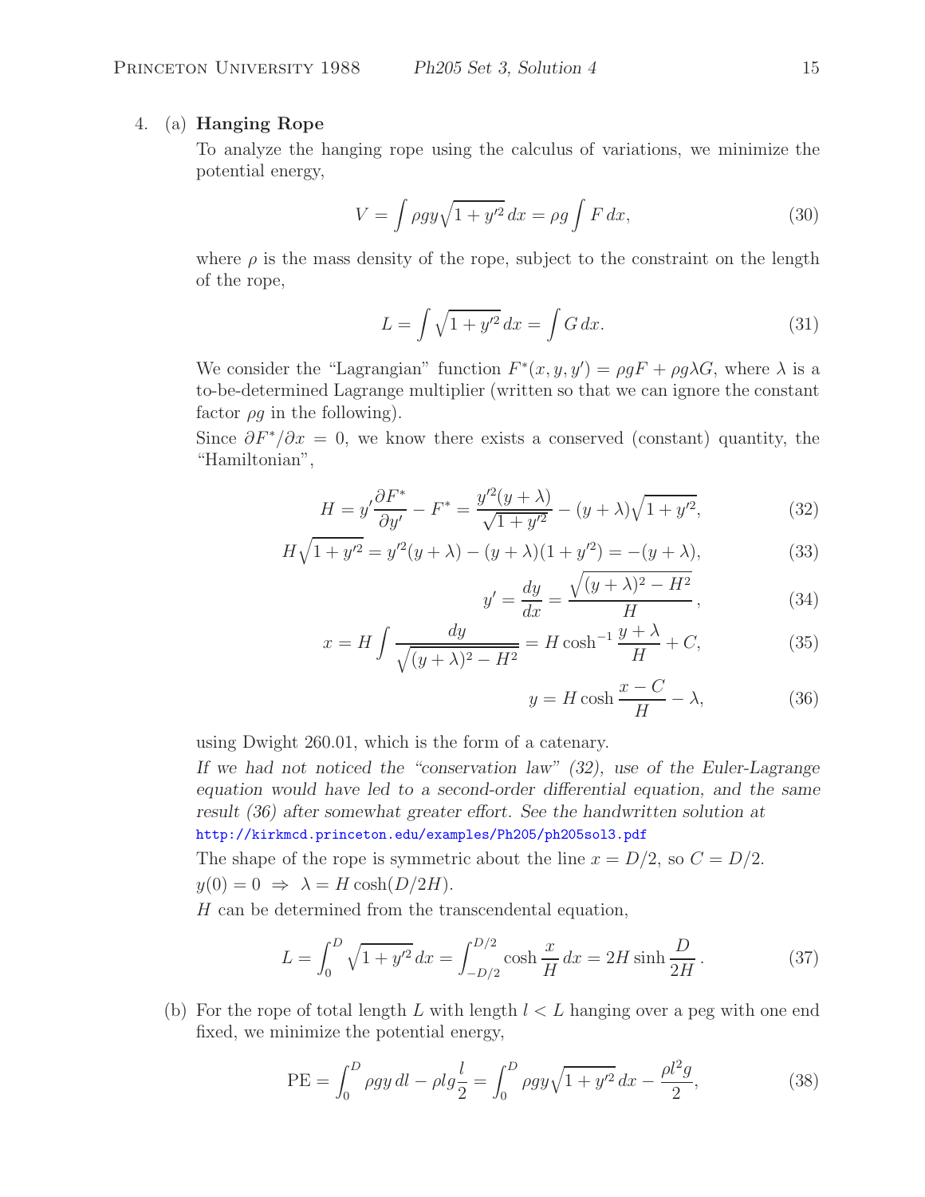4. (a) **Hanging Rope**

To analyze the hanging rope using the calculus of variations, we minimize the potential energy,

$$V = \int \rho g y \sqrt{1 + y'^2}\, dx = \rho g \int F\, dx, \tag{30}$$

where $\rho$ is the mass density of the rope, subject to the constraint on the length of the rope,

$$L = \int \sqrt{1 + y'^2}\, dx = \int G\, dx. \tag{31}$$

We consider the "Lagrangian" function $F^*(x, y, y') = \rho g F + \rho g \lambda G$, where $\lambda$ is a to-be-determined Lagrange multiplier (written so that we can ignore the constant factor $\rho g$ in the following).

Since $\partial F^*/\partial x = 0$, we know there exists a conserved (constant) quantity, the "Hamiltonian",

$$H = y' \frac{\partial F^*}{\partial y'} - F^* = \frac{y'^2(y + \lambda)}{\sqrt{1 + y'^2}} - (y + \lambda)\sqrt{1 + y'^2}, \tag{32}$$

$$H\sqrt{1 + y'^2} = y'^2(y + \lambda) - (y + \lambda)(1 + y'^2) = -(y + \lambda), \tag{33}$$

$$y' = \frac{dy}{dx} = \frac{\sqrt{(y + \lambda)^2 - H^2}}{H}, \tag{34}$$

$$x = H \int \frac{dy}{\sqrt{(y + \lambda)^2 - H^2}} = H \cosh^{-1} \frac{y + \lambda}{H} + C, \tag{35}$$

$$y = H \cosh \frac{x - C}{H} - \lambda, \tag{36}$$

using Dwight 260.01, which is the form of a catenary.

*If we had not noticed the "conservation law" (32), use of the Euler-Lagrange equation would have led to a second-order differential equation, and the same result (36) after somewhat greater effort. See the handwritten solution at* http://kirkmcd.princeton.edu/examples/Ph205/ph205sol3.pdf

The shape of the rope is symmetric about the line $x = D/2$, so $C = D/2$.

$y(0) = 0 \;\Rightarrow\; \lambda = H \cosh(D/2H)$.

$H$ can be determined from the transcendental equation,

$$L = \int_0^D \sqrt{1 + y'^2}\, dx = \int_{-D/2}^{D/2} \cosh \frac{x}{H}\, dx = 2H \sinh \frac{D}{2H}\,. \tag{37}$$

(b) For the rope of total length $L$ with length $l < L$ hanging over a peg with one end fixed, we minimize the potential energy,

$$\text{PE} = \int_0^D \rho g y\, dl - \rho l g \frac{l}{2} = \int_0^D \rho g y \sqrt{1 + y'^2}\, dx - \frac{\rho l^2 g}{2}, \tag{38}$$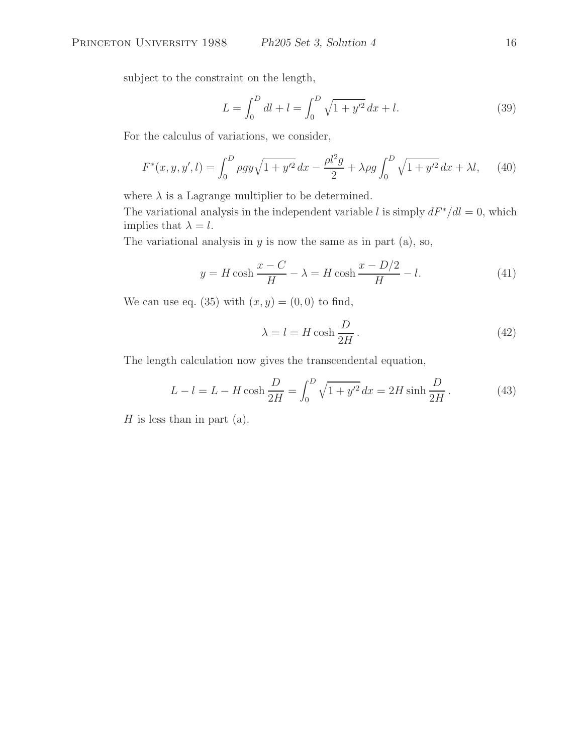subject to the constraint on the length,

$$L = \int_0^D dl + l = \int_0^D \sqrt{1 + y'^2}\, dx + l. \tag{39}$$

For the calculus of variations, we consider,

$$F^*(x, y, y', l) = \int_0^D \rho g y \sqrt{1 + y'^2}\, dx - \frac{\rho l^2 g}{2} + \lambda \rho g \int_0^D \sqrt{1 + y'^2}\, dx + \lambda l, \tag{40}$$

where $\lambda$ is a Lagrange multiplier to be determined.
The variational analysis in the independent variable $l$ is simply $dF^*/dl = 0$, which implies that $\lambda = l$.
The variational analysis in $y$ is now the same as in part (a), so,

$$y = H \cosh \frac{x - C}{H} - \lambda = H \cosh \frac{x - D/2}{H} - l. \tag{41}$$

We can use eq. (35) with $(x, y) = (0, 0)$ to find,

$$\lambda = l = H \cosh \frac{D}{2H}\,. \tag{42}$$

The length calculation now gives the transcendental equation,

$$L - l = L - H \cosh \frac{D}{2H} = \int_0^D \sqrt{1 + y'^2}\, dx = 2H \sinh \frac{D}{2H}\,. \tag{43}$$

$H$ is less than in part (a).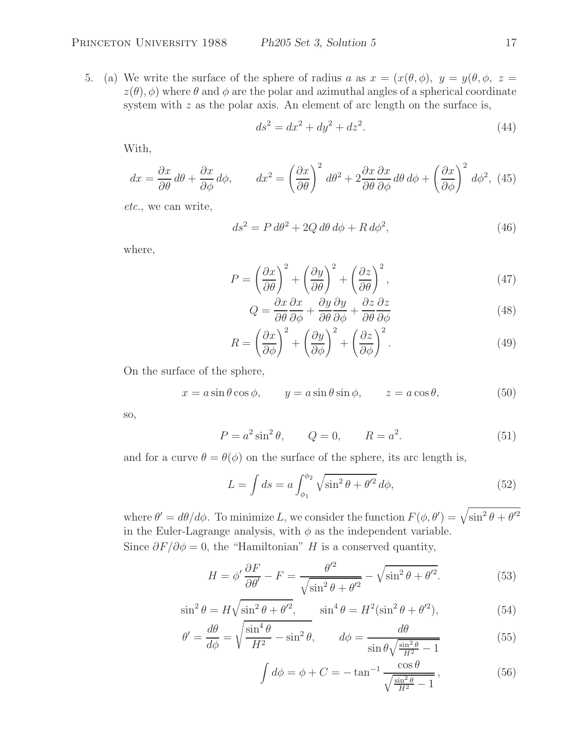5. (a) We write the surface of the sphere of radius $a$ as $x = (x(\theta, \phi),\ y = y(\theta, \phi,\ z = z(\theta), \phi)$ where $\theta$ and $\phi$ are the polar and azimuthal angles of a spherical coordinate system with $z$ as the polar axis. An element of arc length on the surface is,

$$ds^2 = dx^2 + dy^2 + dz^2. \tag{44}$$

With,

$$dx = \frac{\partial x}{\partial \theta}\, d\theta + \frac{\partial x}{\partial \phi}\, d\phi, \qquad dx^2 = \left(\frac{\partial x}{\partial \theta}\right)^2 d\theta^2 + 2\frac{\partial x}{\partial \theta}\frac{\partial x}{\partial \phi}\, d\theta\, d\phi + \left(\frac{\partial x}{\partial \phi}\right)^2 d\phi^2, \tag{45}$$

*etc.*, we can write,

$$ds^2 = P\, d\theta^2 + 2Q\, d\theta\, d\phi + R\, d\phi^2, \tag{46}$$

where,

$$P = \left(\frac{\partial x}{\partial \theta}\right)^2 + \left(\frac{\partial y}{\partial \theta}\right)^2 + \left(\frac{\partial z}{\partial \theta}\right)^2, \tag{47}$$

$$Q = \frac{\partial x}{\partial \theta}\frac{\partial x}{\partial \phi} + \frac{\partial y}{\partial \theta}\frac{\partial y}{\partial \phi} + \frac{\partial z}{\partial \theta}\frac{\partial z}{\partial \phi} \tag{48}$$

$$R = \left(\frac{\partial x}{\partial \phi}\right)^2 + \left(\frac{\partial y}{\partial \phi}\right)^2 + \left(\frac{\partial z}{\partial \phi}\right)^2. \tag{49}$$

On the surface of the sphere,

$$x = a \sin\theta \cos\phi, \qquad y = a \sin\theta \sin\phi, \qquad z = a\cos\theta, \tag{50}$$

so,

$$P = a^2 \sin^2\theta, \qquad Q = 0, \qquad R = a^2. \tag{51}$$

and for a curve $\theta = \theta(\phi)$ on the surface of the sphere, its arc length is,

$$L = \int ds = a \int_{\phi_1}^{\phi_2} \sqrt{\sin^2\theta + \theta'^2}\, d\phi, \tag{52}$$

where $\theta' = d\theta/d\phi$. To minimize $L$, we consider the function $F(\phi, \theta') = \sqrt{\sin^2\theta + \theta'^2}$ in the Euler-Lagrange analysis, with $\phi$ as the independent variable.
Since $\partial F/\partial \phi = 0$, the "Hamiltonian" $H$ is a conserved quantity,

$$H = \phi' \frac{\partial F}{\partial \theta'} - F = \frac{\theta'^2}{\sqrt{\sin^2\theta + \theta'^2}} - \sqrt{\sin^2\theta + \theta'^2}. \tag{53}$$

$$\sin^2\theta = H\sqrt{\sin^2\theta + \theta'^2}, \qquad \sin^4\theta = H^2(\sin^2\theta + \theta'^2), \tag{54}$$

$$\theta' = \frac{d\theta}{d\phi} = \sqrt{\frac{\sin^4\theta}{H^2} - \sin^2\theta}, \qquad d\phi = \frac{d\theta}{\sin\theta\sqrt{\frac{\sin^2\theta}{H^2} - 1}} \tag{55}$$

$$\int d\phi = \phi + C = -\tan^{-1}\frac{\cos\theta}{\sqrt{\frac{\sin^2\theta}{H^2} - 1}}, \tag{56}$$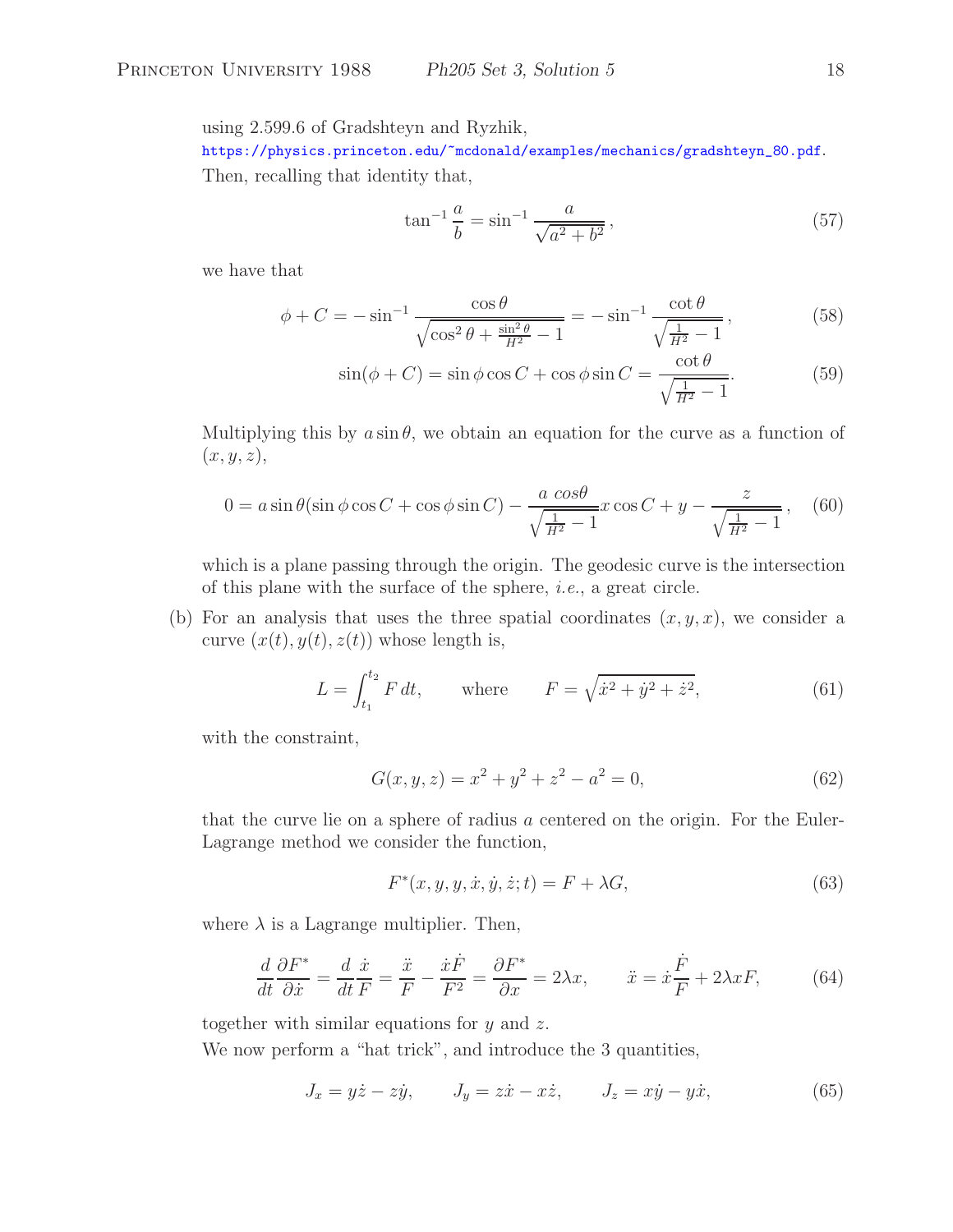using 2.599.6 of Gradshteyn and Ryzhik,
https://physics.princeton.edu/~mcdonald/examples/mechanics/gradshteyn_80.pdf.
Then, recalling that identity that,

$$\tan^{-1}\frac{a}{b} = \sin^{-1}\frac{a}{\sqrt{a^2+b^2}}\,, \tag{57}$$

we have that

$$\phi + C = -\sin^{-1}\frac{\cos\theta}{\sqrt{\cos^2\theta + \frac{\sin^2\theta}{H^2} - 1}} = -\sin^{-1}\frac{\cot\theta}{\sqrt{\frac{1}{H^2}-1}}\,, \tag{58}$$

$$\sin(\phi + C) = \sin\phi\cos C + \cos\phi\sin C = \frac{\cot\theta}{\sqrt{\frac{1}{H^2}-1}}. \tag{59}$$

Multiplying this by $a\sin\theta$, we obtain an equation for the curve as a function of $(x, y, z)$,

$$0 = a\sin\theta(\sin\phi\cos C + \cos\phi\sin C) - \frac{a\ \cos\theta}{\sqrt{\frac{1}{H^2}-1}}x\cos C + y - \frac{z}{\sqrt{\frac{1}{H^2}-1}}\,, \tag{60}$$

which is a plane passing through the origin. The geodesic curve is the intersection of this plane with the surface of the sphere, *i.e.*, a great circle.

(b) For an analysis that uses the three spatial coordinates $(x, y, x)$, we consider a curve $(x(t), y(t), z(t))$ whose length is,

$$L = \int_{t_1}^{t_2} F\,dt, \qquad \text{where} \qquad F = \sqrt{\dot{x}^2 + \dot{y}^2 + \dot{z}^2}, \tag{61}$$

with the constraint,

$$G(x, y, z) = x^2 + y^2 + z^2 - a^2 = 0, \tag{62}$$

that the curve lie on a sphere of radius $a$ centered on the origin. For the Euler-Lagrange method we consider the function,

$$F^*(x, y, y, \dot{x}, \dot{y}, \dot{z}; t) = F + \lambda G, \tag{63}$$

where $\lambda$ is a Lagrange multiplier. Then,

$$\frac{d}{dt}\frac{\partial F^*}{\partial \dot{x}} = \frac{d}{dt}\frac{\dot{x}}{F} = \frac{\ddot{x}}{F} - \frac{\dot{x}\dot{F}}{F^2} = \frac{\partial F^*}{\partial x} = 2\lambda x, \qquad \ddot{x} = \dot{x}\frac{\dot{F}}{F} + 2\lambda x F, \tag{64}$$

together with similar equations for $y$ and $z$.

We now perform a "hat trick", and introduce the 3 quantities,

$$J_x = y\dot{z} - z\dot{y}, \qquad J_y = z\dot{x} - x\dot{z}, \qquad J_z = x\dot{y} - y\dot{x}, \tag{65}$$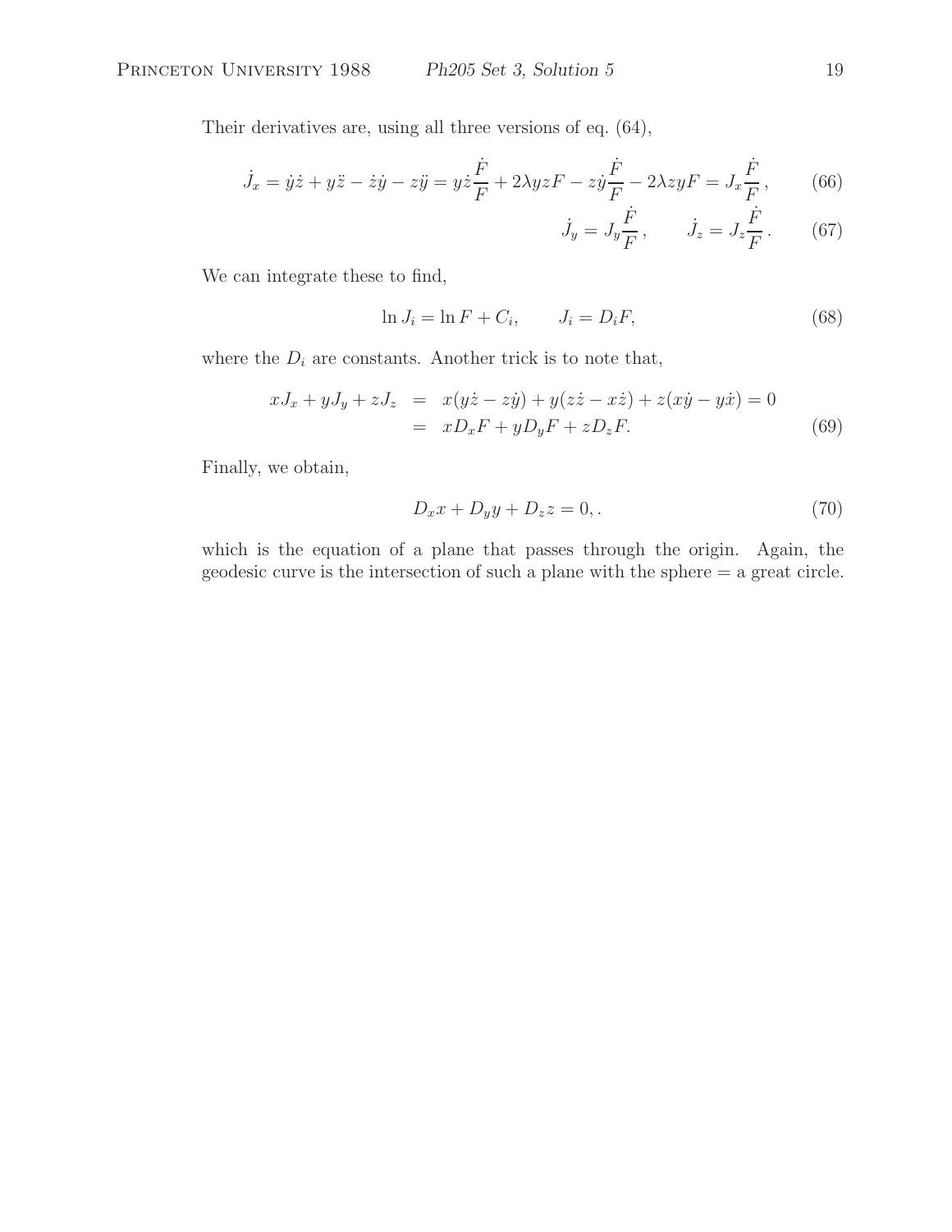Their derivatives are, using all three versions of eq. (64),

$$\dot{J}_x = \dot{y}\dot{z} + y\ddot{z} - \dot{z}\dot{y} - z\ddot{y} = y\dot{z}\frac{\dot{F}}{F} + 2\lambda yzF - z\dot{y}\frac{\dot{F}}{F} - 2\lambda zyF = J_x\frac{\dot{F}}{F}\,, \tag{66}$$

$$\dot{J}_y = J_y\frac{\dot{F}}{F}\,, \qquad \dot{J}_z = J_z\frac{\dot{F}}{F}\,. \tag{67}$$

We can integrate these to find,

$$\ln J_i = \ln F + C_i, \qquad J_i = D_i F, \tag{68}$$

where the $D_i$ are constants. Another trick is to note that,

$$\begin{aligned} xJ_x + yJ_y + zJ_z &= x(y\dot{z} - z\dot{y}) + y(z\dot{z} - x\dot{z}) + z(x\dot{y} - y\dot{x}) = 0 \\ &= xD_xF + yD_yF + zD_zF. \end{aligned} \tag{69}$$

Finally, we obtain,

$$D_x x + D_y y + D_z z = 0,. \tag{70}$$

which is the equation of a plane that passes through the origin. Again, the geodesic curve is the intersection of such a plane with the sphere = a great circle.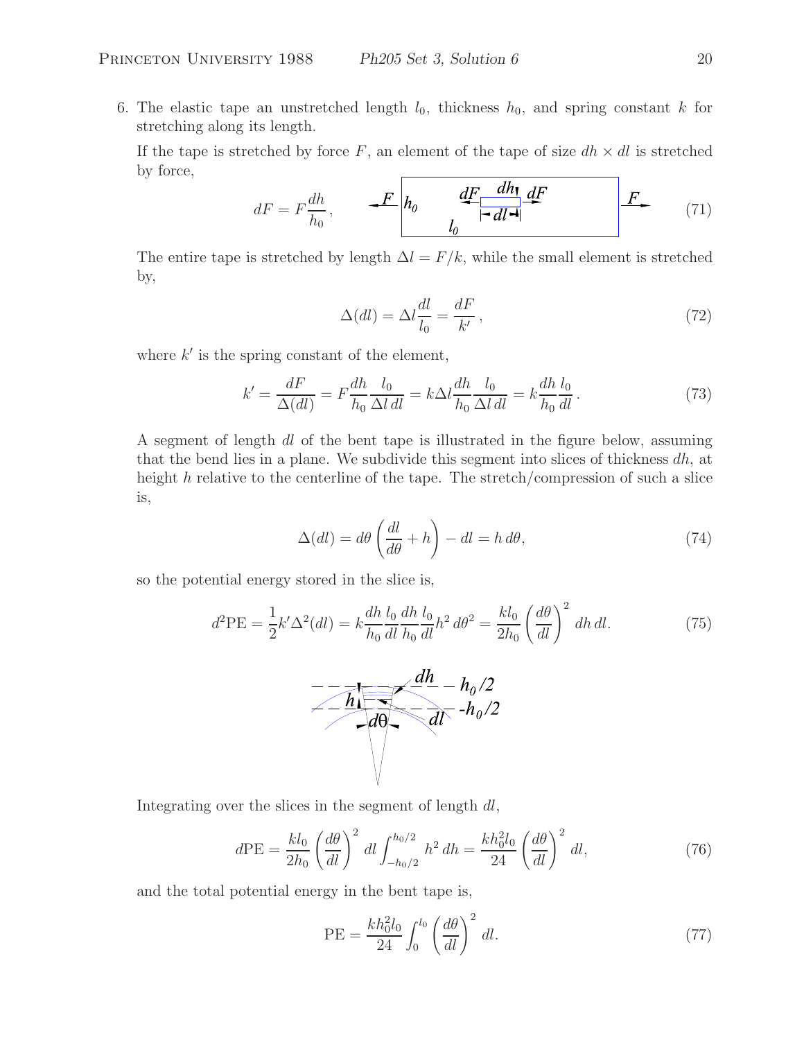6. The elastic tape an unstretched length $l_0$, thickness $h_0$, and spring constant $k$ for stretching along its length.

If the tape is stretched by force $F$, an element of the tape of size $dh \times dl$ is stretched by force,

$$dF = F\frac{dh}{h_0}, \tag{71}$$

The entire tape is stretched by length $\Delta l = F/k$, while the small element is stretched by,

$$\Delta(dl) = \Delta l \frac{dl}{l_0} = \frac{dF}{k'}, \tag{72}$$

where $k'$ is the spring constant of the element,

$$k' = \frac{dF}{\Delta(dl)} = F\frac{dh}{h_0}\frac{l_0}{\Delta l\, dl} = k\Delta l \frac{dh}{h_0}\frac{l_0}{\Delta l\, dl} = k\frac{dh}{h_0}\frac{l_0}{dl}. \tag{73}$$

A segment of length $dl$ of the bent tape is illustrated in the figure below, assuming that the bend lies in a plane. We subdivide this segment into slices of thickness $dh$, at height $h$ relative to the centerline of the tape. The stretch/compression of such a slice is,

$$\Delta(dl) = d\theta\left(\frac{dl}{d\theta} + h\right) - dl = h\, d\theta, \tag{74}$$

so the potential energy stored in the slice is,

$$d^2\text{PE} = \frac{1}{2}k'\Delta^2(dl) = k\frac{dh}{h_0}\frac{l_0}{dl}\frac{dh}{h_0}\frac{l_0}{dl}h^2\, d\theta^2 = \frac{kl_0}{2h_0}\left(\frac{d\theta}{dl}\right)^2 dh\, dl. \tag{75}$$

Integrating over the slices in the segment of length $dl$,

$$d\text{PE} = \frac{kl_0}{2h_0}\left(\frac{d\theta}{dl}\right)^2 dl \int_{-h_0/2}^{h_0/2} h^2\, dh = \frac{kh_0^2 l_0}{24}\left(\frac{d\theta}{dl}\right)^2 dl, \tag{76}$$

and the total potential energy in the bent tape is,

$$\text{PE} = \frac{kh_0^2 l_0}{24}\int_0^{l_0}\left(\frac{d\theta}{dl}\right)^2 dl. \tag{77}$$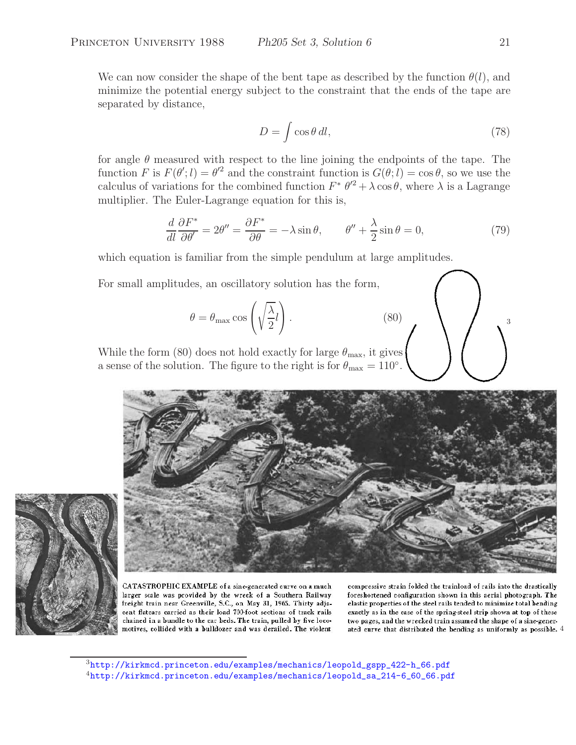We can now consider the shape of the bent tape as described by the function $\theta(l)$, and minimize the potential energy subject to the constraint that the ends of the tape are separated by distance,

$$D = \int \cos\theta \, dl, \tag{78}$$

for angle $\theta$ measured with respect to the line joining the endpoints of the tape. The function $F$ is $F(\theta'; l) = \theta'^2$ and the constraint function is $G(\theta; l) = \cos\theta$, so we use the calculus of variations for the combined function $F^* \ \theta'^2 + \lambda \cos\theta$, where $\lambda$ is a Lagrange multiplier. The Euler-Lagrange equation for this is,

$$\frac{d}{dl}\frac{\partial F^*}{\partial \theta'} = 2\theta'' = \frac{\partial F^*}{\partial \theta} = -\lambda \sin\theta, \qquad \theta'' + \frac{\lambda}{2}\sin\theta = 0, \tag{79}$$

which equation is familiar from the simple pendulum at large amplitudes.

For small amplitudes, an oscillatory solution has the form,

$$\theta = \theta_{\max} \cos\left(\sqrt{\frac{\lambda}{2}} l\right). \tag{80}$$

While the form (80) does not hold exactly for large $\theta_{\max}$, it gives a sense of the solution. The figure to the right is for $\theta_{\max} = 110°$.[3]

CATASTROPHIC EXAMPLE of a sine-generated curve on a much larger scale was provided by the wreck of a Southern Railway freight train near Greenville, S.C., on May 31, 1965. Thirty adjacent flatcars carried as their load 700-foot sections of track rails chained in a bundle to the car beds. The train, pulled by five locomotives, collided with a bulldozer and was derailed. The violent compressive strain folded the trainload of rails into the drastically foreshortened configuration shown in this aerial photograph. The elastic properties of the steel rails tended to minimize total bending exactly as in the case of the spring-steel strip shown at top of these two pages, and the wrecked train assumed the shape of a sine-generated curve that distributed the bending as uniformly as possible.[4]

---

[3] http://kirkmcd.princeton.edu/examples/mechanics/leopold_gspp_422-h_66.pdf

[4] http://kirkmcd.princeton.edu/examples/mechanics/leopold_sa_214-6_60_66.pdf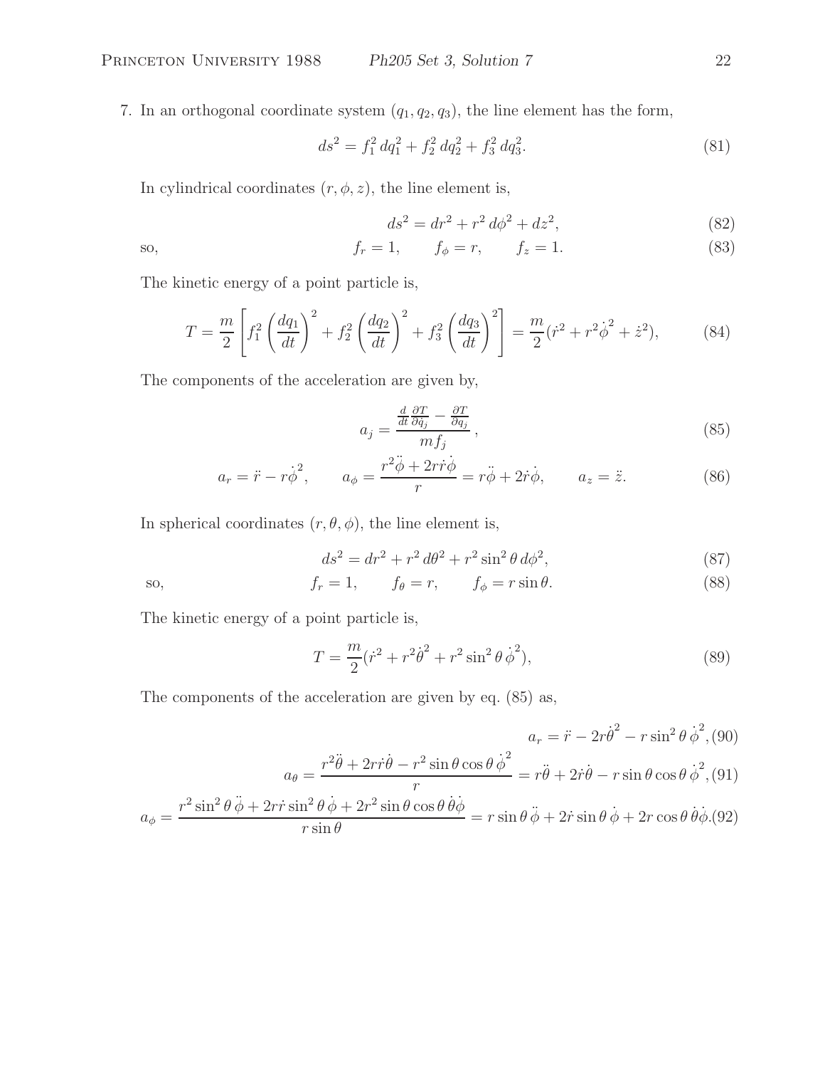7. In an orthogonal coordinate system $(q_1, q_2, q_3)$, the line element has the form,

$$ds^2 = f_1^2\, dq_1^2 + f_2^2\, dq_2^2 + f_3^2\, dq_3^2. \tag{81}$$

In cylindrical coordinates $(r, \phi, z)$, the line element is,

$$ds^2 = dr^2 + r^2\, d\phi^2 + dz^2, \tag{82}$$

so,

$$f_r = 1, \qquad f_\phi = r, \qquad f_z = 1. \tag{83}$$

The kinetic energy of a point particle is,

$$T = \frac{m}{2}\left[f_1^2\left(\frac{dq_1}{dt}\right)^2 + f_2^2\left(\frac{dq_2}{dt}\right)^2 + f_3^2\left(\frac{dq_3}{dt}\right)^2\right] = \frac{m}{2}(\dot{r}^2 + r^2\dot{\phi}^2 + \dot{z}^2), \tag{84}$$

The components of the acceleration are given by,

$$a_j = \frac{\frac{d}{dt}\frac{\partial T}{\partial \dot{q}_j} - \frac{\partial T}{\partial q_j}}{m f_j}, \tag{85}$$

$$a_r = \ddot{r} - r\dot{\phi}^2, \qquad a_\phi = \frac{r^2\ddot{\phi} + 2r\dot{r}\dot{\phi}}{r} = r\ddot{\phi} + 2\dot{r}\dot{\phi}, \qquad a_z = \ddot{z}. \tag{86}$$

In spherical coordinates $(r, \theta, \phi)$, the line element is,

$$ds^2 = dr^2 + r^2\, d\theta^2 + r^2 \sin^2\theta\, d\phi^2, \tag{87}$$

so,

$$f_r = 1, \qquad f_\theta = r, \qquad f_\phi = r\sin\theta. \tag{88}$$

The kinetic energy of a point particle is,

$$T = \frac{m}{2}(\dot{r}^2 + r^2\dot{\theta}^2 + r^2\sin^2\theta\,\dot{\phi}^2), \tag{89}$$

The components of the acceleration are given by eq. (85) as,

$$a_r = \ddot{r} - 2r\dot{\theta}^2 - r\sin^2\theta\,\dot{\phi}^2, \tag{90}$$

$$a_\theta = \frac{r^2\ddot{\theta} + 2r\dot{r}\dot{\theta} - r^2\sin\theta\cos\theta\,\dot{\phi}^2}{r} = r\ddot{\theta} + 2\dot{r}\dot{\theta} - r\sin\theta\cos\theta\,\dot{\phi}^2, \tag{91}$$

$$a_\phi = \frac{r^2\sin^2\theta\,\ddot{\phi} + 2r\dot{r}\sin^2\theta\,\dot{\phi} + 2r^2\sin\theta\cos\theta\,\dot{\theta}\dot{\phi}}{r\sin\theta} = r\sin\theta\,\ddot{\phi} + 2\dot{r}\sin\theta\,\dot{\phi} + 2r\cos\theta\,\dot{\theta}\dot{\phi}. \tag{92}$$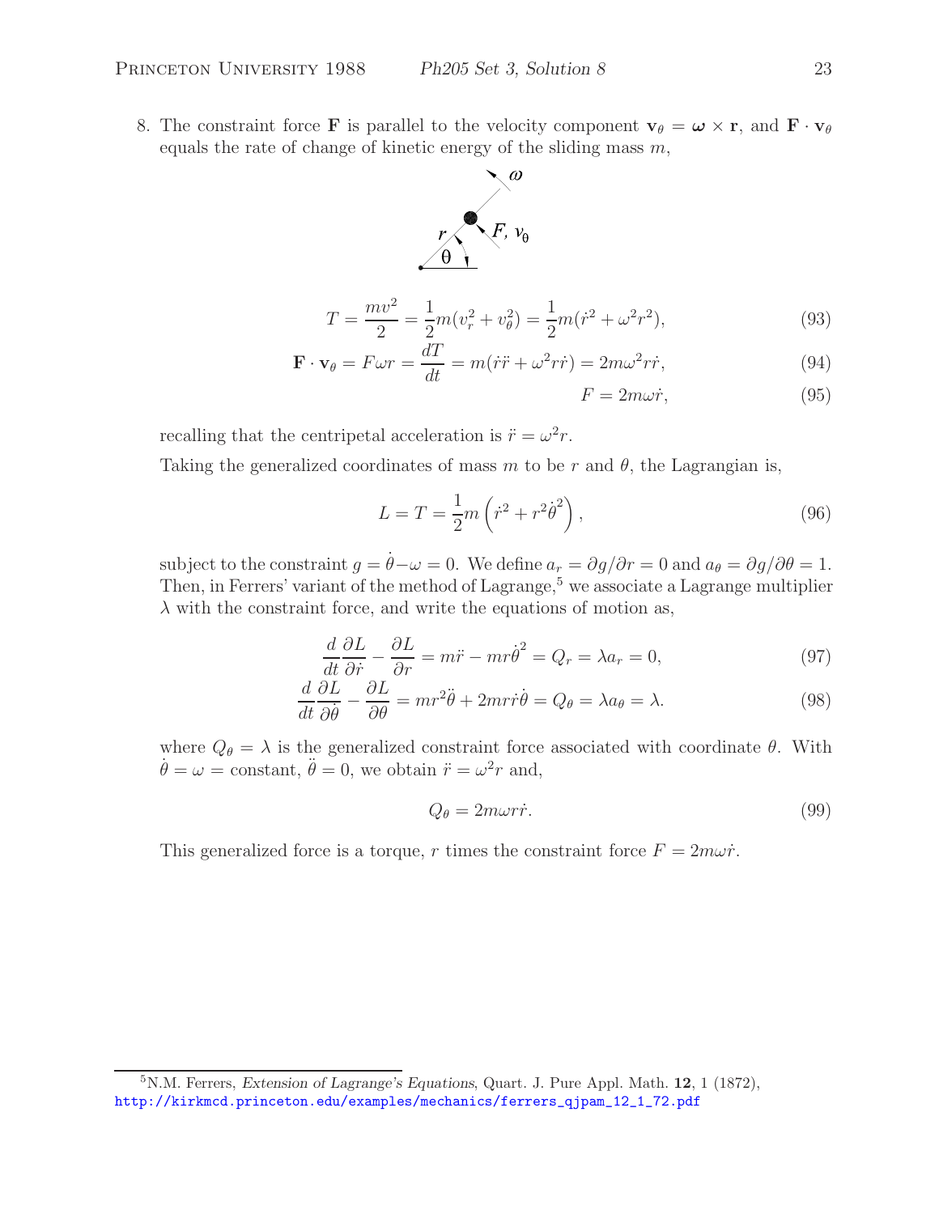8. The constraint force $\mathbf{F}$ is parallel to the velocity component $\mathbf{v}_\theta = \boldsymbol{\omega} \times \mathbf{r}$, and $\mathbf{F} \cdot \mathbf{v}_\theta$ equals the rate of change of kinetic energy of the sliding mass $m$,

$$T = \frac{mv^2}{2} = \frac{1}{2}m(v_r^2 + v_\theta^2) = \frac{1}{2}m(\dot{r}^2 + \omega^2 r^2), \tag{93}$$

$$\mathbf{F} \cdot \mathbf{v}_\theta = F\omega r = \frac{dT}{dt} = m(\dot{r}\ddot{r} + \omega^2 r\dot{r}) = 2m\omega^2 r\dot{r}, \tag{94}$$

$$F = 2m\omega\dot{r}, \tag{95}$$

recalling that the centripetal acceleration is $\ddot{r} = \omega^2 r$.

Taking the generalized coordinates of mass $m$ to be $r$ and $\theta$, the Lagrangian is,

$$L = T = \frac{1}{2}m\left(\dot{r}^2 + r^2\dot{\theta}^2\right), \tag{96}$$

subject to the constraint $g = \dot{\theta} - \omega = 0$. We define $a_r = \partial g/\partial r = 0$ and $a_\theta = \partial g/\partial\theta = 1$. Then, in Ferrers' variant of the method of Lagrange,[5] we associate a Lagrange multiplier $\lambda$ with the constraint force, and write the equations of motion as,

$$\frac{d}{dt}\frac{\partial L}{\partial \dot{r}} - \frac{\partial L}{\partial r} = m\ddot{r} - mr\dot{\theta}^2 = Q_r = \lambda a_r = 0, \tag{97}$$

$$\frac{d}{dt}\frac{\partial L}{\partial \dot{\theta}} - \frac{\partial L}{\partial \theta} = mr^2\ddot{\theta} + 2mr\dot{r}\dot{\theta} = Q_\theta = \lambda a_\theta = \lambda. \tag{98}$$

where $Q_\theta = \lambda$ is the generalized constraint force associated with coordinate $\theta$. With $\dot{\theta} = \omega = \text{constant}$, $\ddot{\theta} = 0$, we obtain $\ddot{r} = \omega^2 r$ and,

$$Q_\theta = 2m\omega r\dot{r}. \tag{99}$$

This generalized force is a torque, $r$ times the constraint force $F = 2m\omega\dot{r}$.

[5] N.M. Ferrers, *Extension of Lagrange's Equations*, Quart. J. Pure Appl. Math. **12**, 1 (1872), http://kirkmcd.princeton.edu/examples/mechanics/ferrers_qjpam_12_1_72.pdf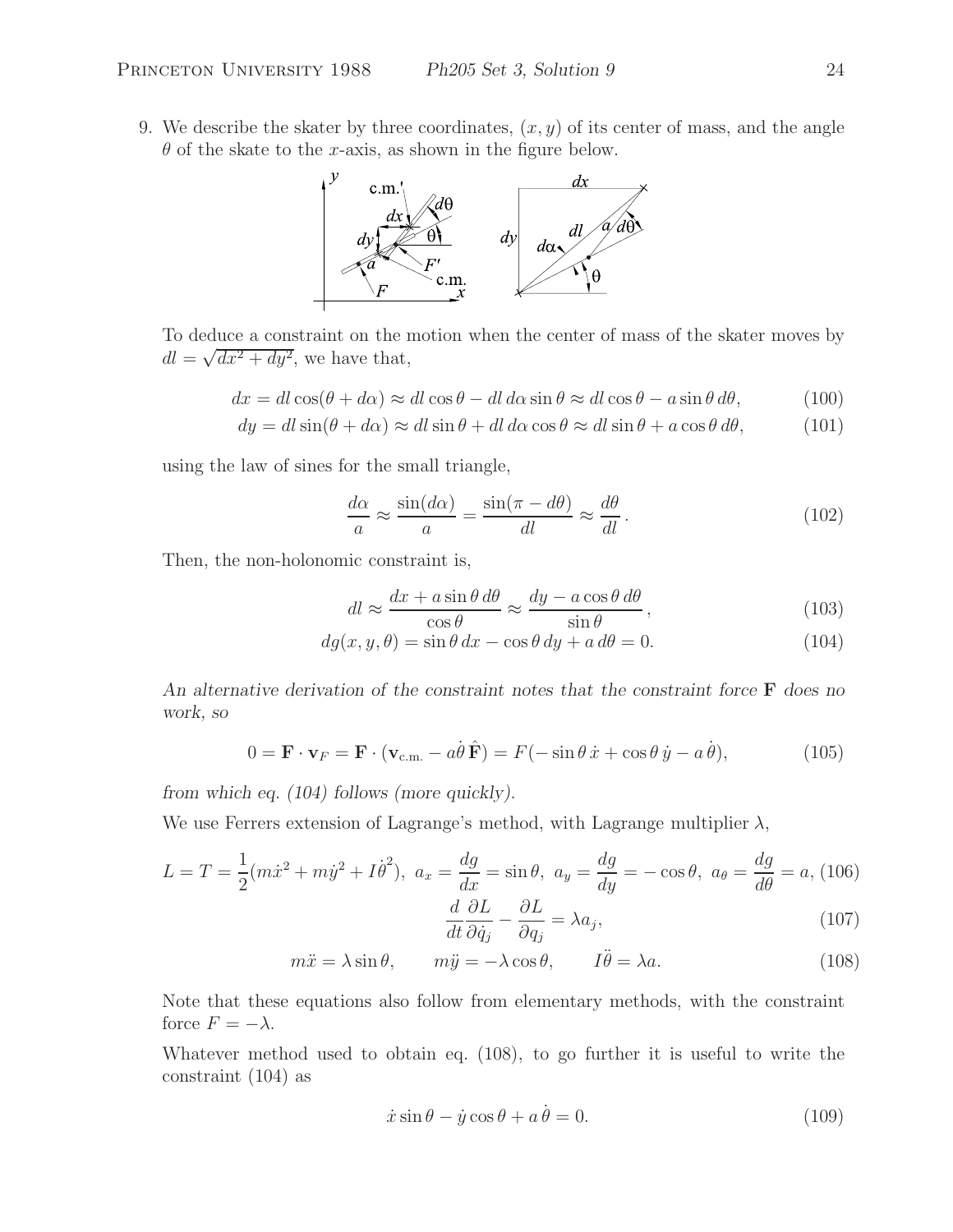9. We describe the skater by three coordinates, $(x, y)$ of its center of mass, and the angle $\theta$ of the skate to the $x$-axis, as shown in the figure below.

To deduce a constraint on the motion when the center of mass of the skater moves by $dl = \sqrt{dx^2 + dy^2}$, we have that,

$$dx = dl\cos(\theta + d\alpha) \approx dl\cos\theta - dl\,d\alpha\sin\theta \approx dl\cos\theta - a\sin\theta\,d\theta, \tag{100}$$

$$dy = dl\sin(\theta + d\alpha) \approx dl\sin\theta + dl\,d\alpha\cos\theta \approx dl\sin\theta + a\cos\theta\,d\theta, \tag{101}$$

using the law of sines for the small triangle,

$$\frac{d\alpha}{a} \approx \frac{\sin(d\alpha)}{a} = \frac{\sin(\pi - d\theta)}{dl} \approx \frac{d\theta}{dl}. \tag{102}$$

Then, the non-holonomic constraint is,

$$dl \approx \frac{dx + a\sin\theta\,d\theta}{\cos\theta} \approx \frac{dy - a\cos\theta\,d\theta}{\sin\theta}, \tag{103}$$

$$dg(x, y, \theta) = \sin\theta\,dx - \cos\theta\,dy + a\,d\theta = 0. \tag{104}$$

*An alternative derivation of the constraint notes that the constraint force* $\mathbf{F}$ *does no work, so*

$$0 = \mathbf{F}\cdot\mathbf{v}_F = \mathbf{F}\cdot(\mathbf{v}_{\rm c.m.} - a\dot\theta\,\hat{\mathbf{F}}) = F(-\sin\theta\,\dot x + \cos\theta\,\dot y - a\,\dot\theta), \tag{105}$$

*from which eq. (104) follows (more quickly).*

We use Ferrers extension of Lagrange's method, with Lagrange multiplier $\lambda$,

$$L = T = \frac{1}{2}(m\dot x^2 + m\dot y^2 + I\dot\theta^2),\ \ a_x = \frac{dg}{dx} = \sin\theta,\ \ a_y = \frac{dg}{dy} = -\cos\theta,\ \ a_\theta = \frac{dg}{d\theta} = a, \tag{106}$$

$$\frac{d}{dt}\frac{\partial L}{\partial \dot q_j} - \frac{\partial L}{\partial q_j} = \lambda a_j, \tag{107}$$

$$m\ddot x = \lambda\sin\theta, \qquad m\ddot y = -\lambda\cos\theta, \qquad I\ddot\theta = \lambda a. \tag{108}$$

Note that these equations also follow from elementary methods, with the constraint force $F = -\lambda$.

Whatever method used to obtain eq. (108), to go further it is useful to write the constraint (104) as

$$\dot x\sin\theta - \dot y\cos\theta + a\,\dot\theta = 0. \tag{109}$$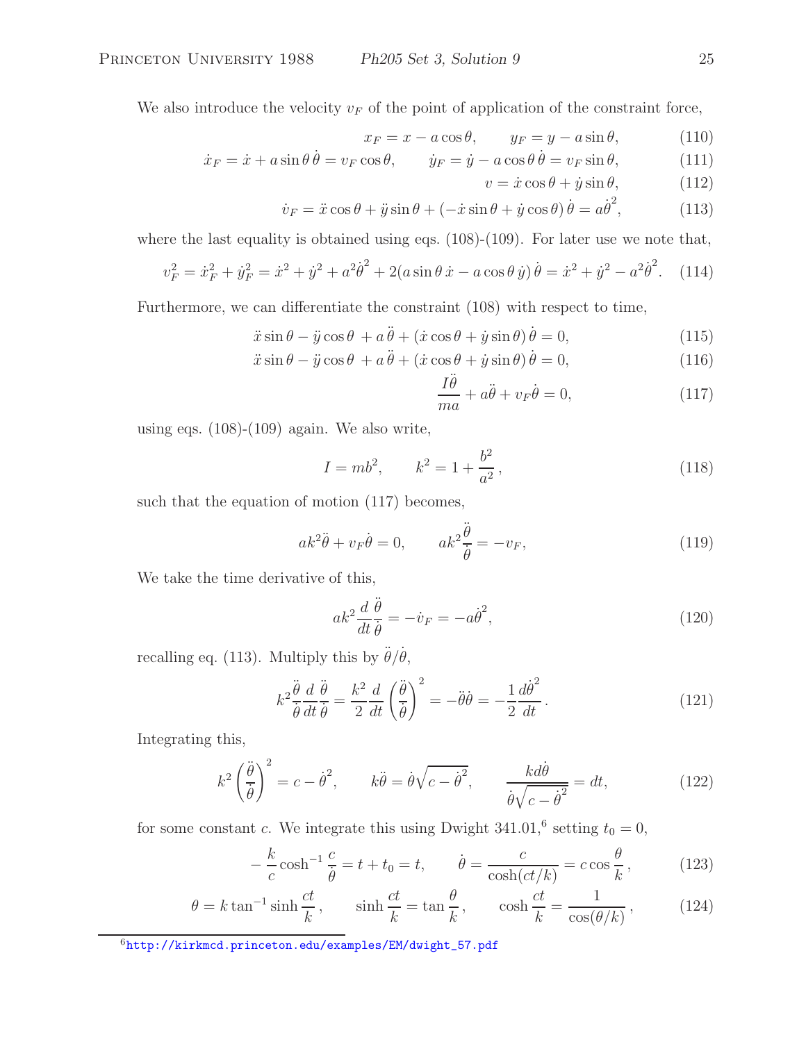We also introduce the velocity $v_F$ of the point of application of the constraint force,

$$x_F = x - a\cos\theta, \qquad y_F = y - a\sin\theta, \tag{110}$$

$$\dot{x}_F = \dot{x} + a\sin\theta\,\dot{\theta} = v_F\cos\theta, \qquad \dot{y}_F = \dot{y} - a\cos\theta\,\dot{\theta} = v_F\sin\theta, \tag{111}$$

$$v = \dot{x}\cos\theta + \dot{y}\sin\theta, \tag{112}$$

$$\dot{v}_F = \ddot{x}\cos\theta + \ddot{y}\sin\theta + (-\dot{x}\sin\theta + \dot{y}\cos\theta)\,\dot{\theta} = a\dot{\theta}^2, \tag{113}$$

where the last equality is obtained using eqs. (108)-(109). For later use we note that,

$$v_F^2 = \dot{x}_F^2 + \dot{y}_F^2 = \dot{x}^2 + \dot{y}^2 + a^2\dot{\theta}^2 + 2(a\sin\theta\,\dot{x} - a\cos\theta\,\dot{y})\,\dot{\theta} = \dot{x}^2 + \dot{y}^2 - a^2\dot{\theta}^2. \tag{114}$$

Furthermore, we can differentiate the constraint (108) with respect to time,

$$\ddot{x}\sin\theta - \ddot{y}\cos\theta\, + a\,\ddot{\theta} + (\dot{x}\cos\theta + \dot{y}\sin\theta)\,\dot{\theta} = 0, \tag{115}$$

$$\ddot{x}\sin\theta - \ddot{y}\cos\theta\, + a\,\ddot{\theta} + (\dot{x}\cos\theta + \dot{y}\sin\theta)\,\dot{\theta} = 0, \tag{116}$$

$$\frac{I\ddot{\theta}}{ma} + a\ddot{\theta} + v_F\dot{\theta} = 0, \tag{117}$$

using eqs. (108)-(109) again. We also write,

$$I = mb^2, \qquad k^2 = 1 + \frac{b^2}{a^2}, \tag{118}$$

such that the equation of motion (117) becomes,

$$ak^2\ddot{\theta} + v_F\dot{\theta} = 0, \qquad ak^2\frac{\ddot{\theta}}{\dot{\theta}} = -v_F, \tag{119}$$

We take the time derivative of this,

$$ak^2\frac{d}{dt}\frac{\ddot{\theta}}{\dot{\theta}} = -\dot{v}_F = -a\dot{\theta}^2, \tag{120}$$

recalling eq. (113). Multiply this by $\ddot{\theta}/\dot{\theta}$,

$$k^2\frac{\ddot{\theta}}{\dot{\theta}}\frac{d}{dt}\frac{\ddot{\theta}}{\dot{\theta}} = \frac{k^2}{2}\frac{d}{dt}\left(\frac{\ddot{\theta}}{\dot{\theta}}\right)^2 = -\ddot{\theta}\dot{\theta} = -\frac{1}{2}\frac{d\dot{\theta}^2}{dt}. \tag{121}$$

Integrating this,

$$k^2\left(\frac{\ddot{\theta}}{\dot{\theta}}\right)^2 = c - \dot{\theta}^2, \qquad k\ddot{\theta} = \dot{\theta}\sqrt{c - \dot{\theta}^2}, \qquad \frac{k\,d\dot{\theta}}{\dot{\theta}\sqrt{c - \dot{\theta}^2}} = dt, \tag{122}$$

for some constant $c$. We integrate this using Dwight 341.01,[6] setting $t_0 = 0$,

$$-\frac{k}{c}\cosh^{-1}\frac{c}{\dot{\theta}} = t + t_0 = t, \qquad \dot{\theta} = \frac{c}{\cosh(ct/k)} = c\cos\frac{\theta}{k}, \tag{123}$$

$$\theta = k\tan^{-1}\sinh\frac{ct}{k}, \qquad \sinh\frac{ct}{k} = \tan\frac{\theta}{k}, \qquad \cosh\frac{ct}{k} = \frac{1}{\cos(\theta/k)}, \tag{124}$$

[6] http://kirkmcd.princeton.edu/examples/EM/dwight_57.pdf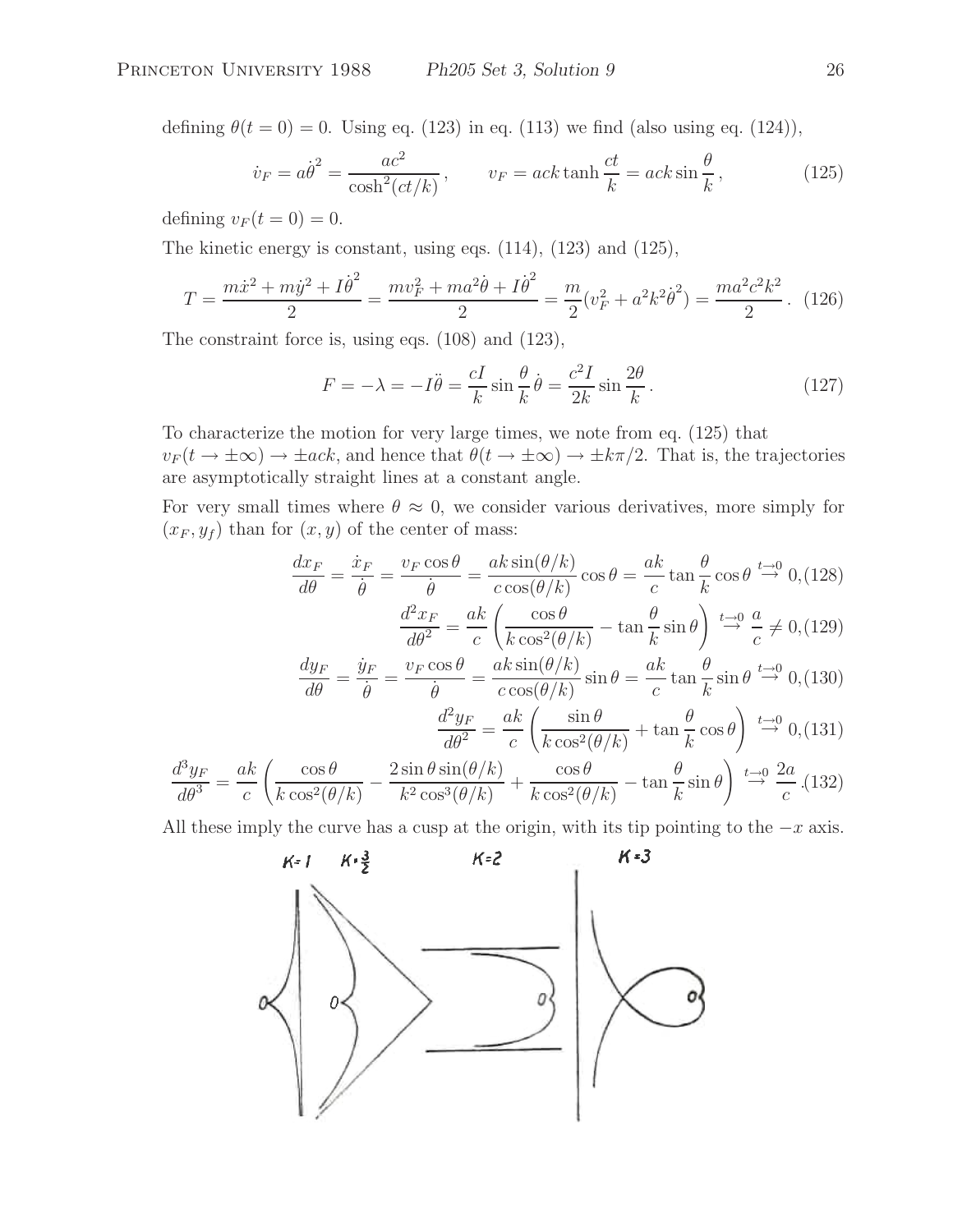defining $\theta(t = 0) = 0$. Using eq. (123) in eq. (113) we find (also using eq. (124)),

$$\dot{v}_F = a\dot{\theta}^2 = \frac{ac^2}{\cosh^2(ct/k)}, \qquad v_F = ack \tanh\frac{ct}{k} = ack \sin\frac{\theta}{k}, \tag{125}$$

defining $v_F(t = 0) = 0$.

The kinetic energy is constant, using eqs. (114), (123) and (125),

$$T = \frac{m\dot{x}^2 + m\dot{y}^2 + I\dot{\theta}^2}{2} = \frac{mv_F^2 + ma^2\dot{\theta} + I\dot{\theta}^2}{2} = \frac{m}{2}(v_F^2 + a^2k^2\dot{\theta}^2) = \frac{ma^2c^2k^2}{2}. \tag{126}$$

The constraint force is, using eqs. (108) and (123),

$$F = -\lambda = -I\ddot{\theta} = \frac{cI}{k}\sin\frac{\theta}{k}\dot{\theta} = \frac{c^2I}{2k}\sin\frac{2\theta}{k}. \tag{127}$$

To characterize the motion for very large times, we note from eq. (125) that $v_F(t \to \pm\infty) \to \pm ack$, and hence that $\theta(t \to \pm\infty) \to \pm k\pi/2$. That is, the trajectories are asymptotically straight lines at a constant angle.

For very small times where $\theta \approx 0$, we consider various derivatives, more simply for $(x_F, y_f)$ than for $(x, y)$ of the center of mass:

$$\frac{dx_F}{d\theta} = \frac{\dot{x}_F}{\dot{\theta}} = \frac{v_F\cos\theta}{\dot{\theta}} = \frac{ak\sin(\theta/k)}{c\cos(\theta/k)}\cos\theta = \frac{ak}{c}\tan\frac{\theta}{k}\cos\theta \overset{t\to 0}{\to} 0, \tag{128}$$

$$\frac{d^2x_F}{d\theta^2} = \frac{ak}{c}\left(\frac{\cos\theta}{k\cos^2(\theta/k)} - \tan\frac{\theta}{k}\sin\theta\right) \overset{t\to 0}{\to} \frac{a}{c} \neq 0, \tag{129}$$

$$\frac{dy_F}{d\theta} = \frac{\dot{y}_F}{\dot{\theta}} = \frac{v_F\cos\theta}{\dot{\theta}} = \frac{ak\sin(\theta/k)}{c\cos(\theta/k)}\sin\theta = \frac{ak}{c}\tan\frac{\theta}{k}\sin\theta \overset{t\to 0}{\to} 0, \tag{130}$$

$$\frac{d^2y_F}{d\theta^2} = \frac{ak}{c}\left(\frac{\sin\theta}{k\cos^2(\theta/k)} + \tan\frac{\theta}{k}\cos\theta\right) \overset{t\to 0}{\to} 0, \tag{131}$$

$$\frac{d^3y_F}{d\theta^3} = \frac{ak}{c}\left(\frac{\cos\theta}{k\cos^2(\theta/k)} - \frac{2\sin\theta\sin(\theta/k)}{k^2\cos^3(\theta/k)} + \frac{\cos\theta}{k\cos^2(\theta/k)} - \tan\frac{\theta}{k}\sin\theta\right) \overset{t\to 0}{\to} \frac{2a}{c}. \tag{132}$$

All these imply the curve has a cusp at the origin, with its tip pointing to the $-x$ axis.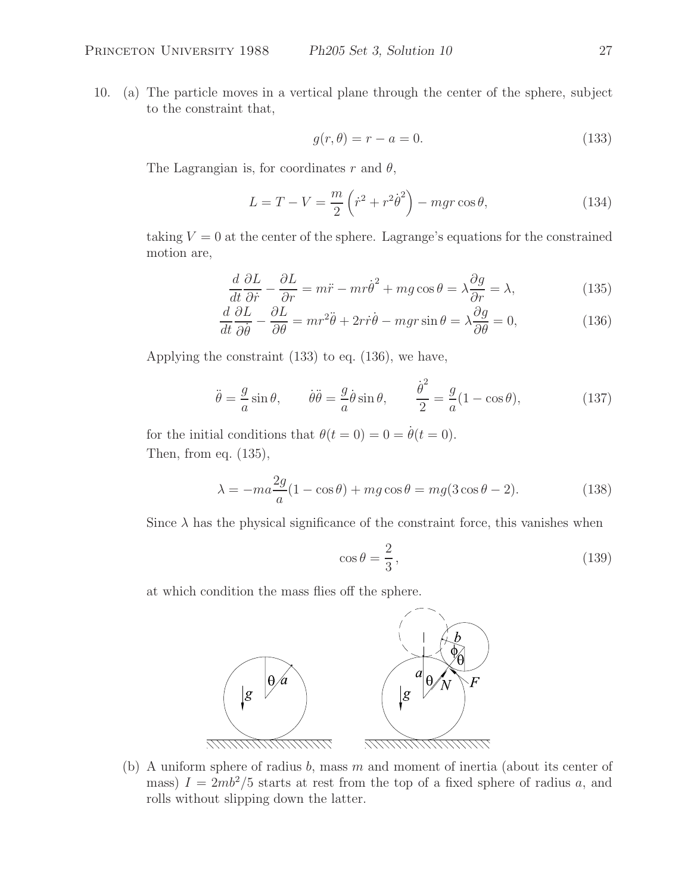10. (a) The particle moves in a vertical plane through the center of the sphere, subject to the constraint that,

$$g(r, \theta) = r - a = 0. \tag{133}$$

The Lagrangian is, for coordinates $r$ and $\theta$,

$$L = T - V = \frac{m}{2}\left(\dot{r}^2 + r^2\dot{\theta}^2\right) - mgr\cos\theta, \tag{134}$$

taking $V = 0$ at the center of the sphere. Lagrange's equations for the constrained motion are,

$$\frac{d}{dt}\frac{\partial L}{\partial \dot{r}} - \frac{\partial L}{\partial r} = m\ddot{r} - mr\dot{\theta}^2 + mg\cos\theta = \lambda\frac{\partial g}{\partial r} = \lambda, \tag{135}$$

$$\frac{d}{dt}\frac{\partial L}{\partial \dot{\theta}} - \frac{\partial L}{\partial \theta} = mr^2\ddot{\theta} + 2r\dot{r}\dot{\theta} - mgr\sin\theta = \lambda\frac{\partial g}{\partial \theta} = 0, \tag{136}$$

Applying the constraint (133) to eq. (136), we have,

$$\ddot{\theta} = \frac{g}{a}\sin\theta, \qquad \dot{\theta}\ddot{\theta} = \frac{g}{a}\dot{\theta}\sin\theta, \qquad \frac{\dot{\theta}^2}{2} = \frac{g}{a}(1 - \cos\theta), \tag{137}$$

for the initial conditions that $\theta(t = 0) = 0 = \dot{\theta}(t = 0)$.
Then, from eq. (135),

$$\lambda = -ma\frac{2g}{a}(1 - \cos\theta) + mg\cos\theta = mg(3\cos\theta - 2). \tag{138}$$

Since $\lambda$ has the physical significance of the constraint force, this vanishes when

$$\cos\theta = \frac{2}{3}, \tag{139}$$

at which condition the mass flies off the sphere.

(b) A uniform sphere of radius $b$, mass $m$ and moment of inertia (about its center of mass) $I = 2mb^2/5$ starts at rest from the top of a fixed sphere of radius $a$, and rolls without slipping down the latter.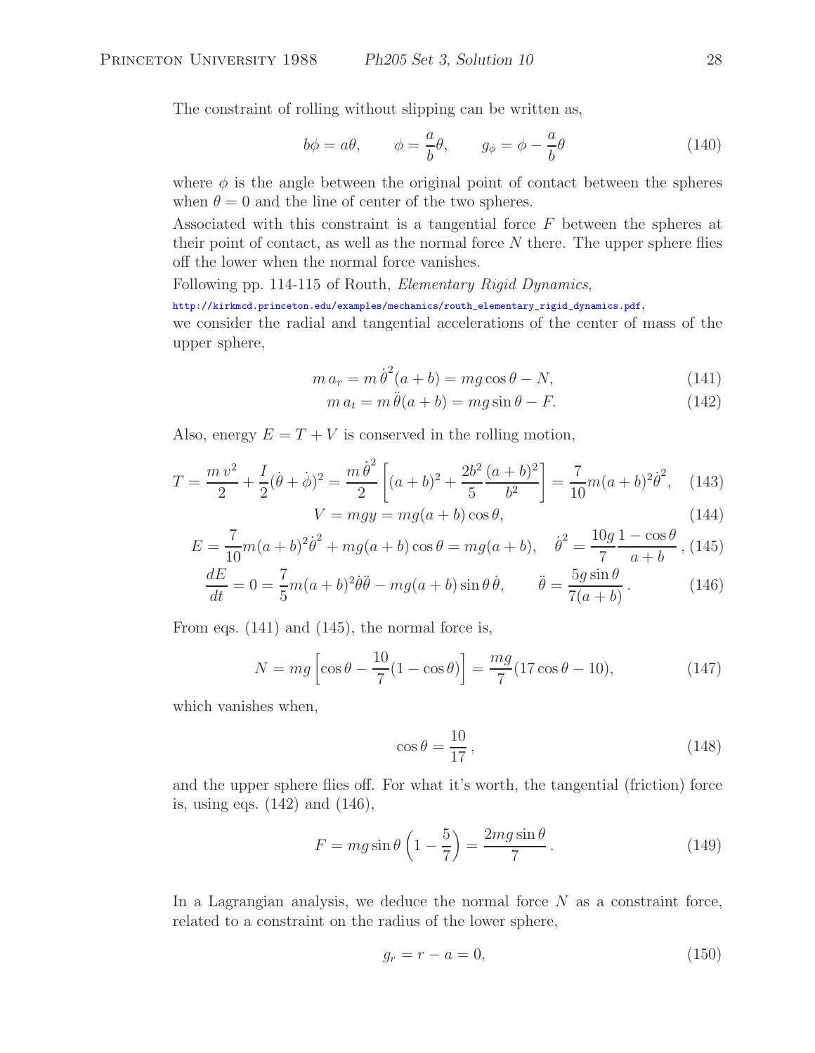The constraint of rolling without slipping can be written as,

$$b\phi = a\theta, \qquad \phi = \frac{a}{b}\theta, \qquad g_\phi = \phi - \frac{a}{b}\theta \tag{140}$$

where $\phi$ is the angle between the original point of contact between the spheres when $\theta = 0$ and the line of center of the two spheres.

Associated with this constraint is a tangential force $F$ between the spheres at their point of contact, as well as the normal force $N$ there. The upper sphere flies off the lower when the normal force vanishes.

Following pp. 114-115 of Routh, *Elementary Rigid Dynamics*,
http://kirkmcd.princeton.edu/examples/mechanics/routh_elementary_rigid_dynamics.pdf,
we consider the radial and tangential accelerations of the center of mass of the upper sphere,

$$m\, a_r = m\,\dot\theta^2(a+b) = mg\cos\theta - N, \tag{141}$$

$$m\, a_t = m\,\ddot\theta(a+b) = mg\sin\theta - F. \tag{142}$$

Also, energy $E = T + V$ is conserved in the rolling motion,

$$T = \frac{m\,v^2}{2} + \frac{I}{2}(\dot\theta + \dot\phi)^2 = \frac{m\,\dot\theta^2}{2}\left[(a+b)^2 + \frac{2b^2}{5}\frac{(a+b)^2}{b^2}\right] = \frac{7}{10}m(a+b)^2\dot\theta^2, \tag{143}$$

$$V = mgy = mg(a+b)\cos\theta, \tag{144}$$

$$E = \frac{7}{10}m(a+b)^2\dot\theta^2 + mg(a+b)\cos\theta = mg(a+b), \quad \dot\theta^2 = \frac{10g}{7}\frac{1-\cos\theta}{a+b}, \tag{145}$$

$$\frac{dE}{dt} = 0 = \frac{7}{5}m(a+b)^2\dot\theta\ddot\theta - mg(a+b)\sin\theta\,\dot\theta, \qquad \ddot\theta = \frac{5g\sin\theta}{7(a+b)}. \tag{146}$$

From eqs. (141) and (145), the normal force is,

$$N = mg\left[\cos\theta - \frac{10}{7}(1-\cos\theta)\right] = \frac{mg}{7}(17\cos\theta - 10), \tag{147}$$

which vanishes when,

$$\cos\theta = \frac{10}{17}, \tag{148}$$

and the upper sphere flies off. For what it's worth, the tangential (friction) force is, using eqs. (142) and (146),

$$F = mg\sin\theta\left(1 - \frac{5}{7}\right) = \frac{2mg\sin\theta}{7}. \tag{149}$$

In a Lagrangian analysis, we deduce the normal force $N$ as a constraint force, related to a constraint on the radius of the lower sphere,

$$g_r = r - a = 0, \tag{150}$$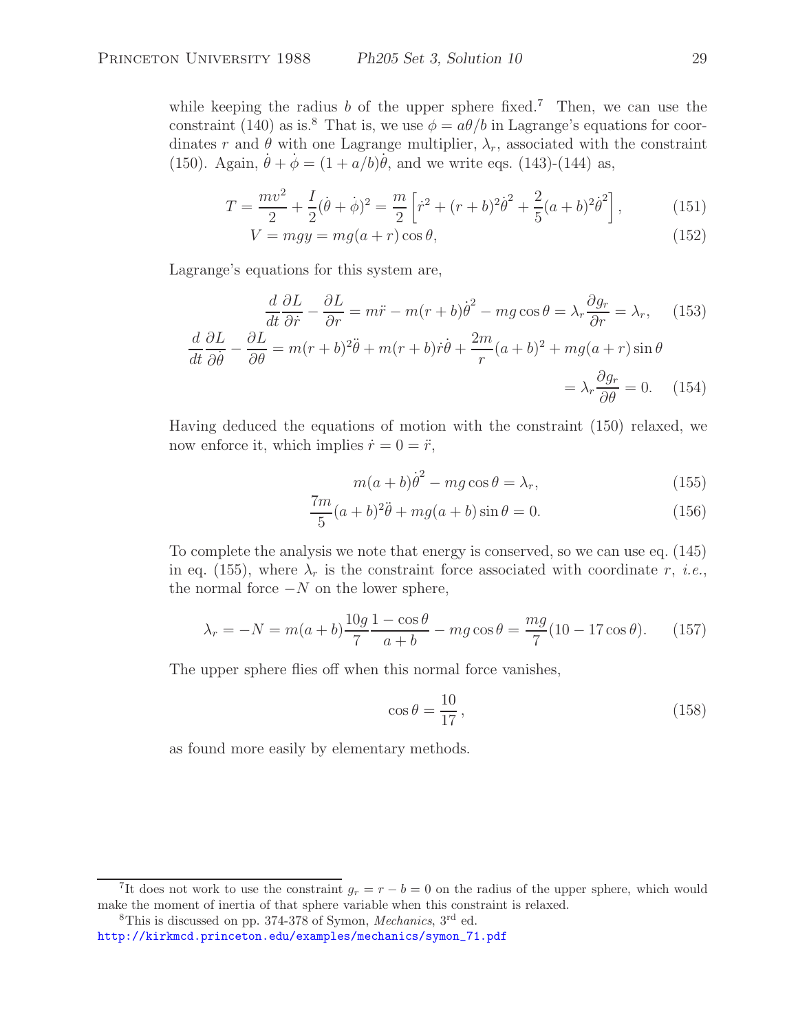while keeping the radius $b$ of the upper sphere fixed.[7] Then, we can use the constraint (140) as is.[8] That is, we use $\phi = a\theta/b$ in Lagrange's equations for coordinates $r$ and $\theta$ with one Lagrange multiplier, $\lambda_r$, associated with the constraint (150). Again, $\dot\theta + \dot\phi = (1 + a/b)\dot\theta$, and we write eqs. (143)-(144) as,

$$T = \frac{mv^2}{2} + \frac{I}{2}(\dot\theta + \dot\phi)^2 = \frac{m}{2}\left[\dot r^2 + (r+b)^2\dot\theta^2 + \frac{2}{5}(a+b)^2\dot\theta^2\right], \tag{151}$$

$$V = mgy = mg(a+r)\cos\theta, \tag{152}$$

Lagrange's equations for this system are,

$$\frac{d}{dt}\frac{\partial L}{\partial \dot r} - \frac{\partial L}{\partial r} = m\ddot r - m(r+b)\dot\theta^2 - mg\cos\theta = \lambda_r \frac{\partial g_r}{\partial r} = \lambda_r, \tag{153}$$

$$\frac{d}{dt}\frac{\partial L}{\partial \dot\theta} - \frac{\partial L}{\partial \theta} = m(r+b)^2\ddot\theta + m(r+b)\dot r\dot\theta + \frac{2m}{r}(a+b)^2 + mg(a+r)\sin\theta$$

$$= \lambda_r \frac{\partial g_r}{\partial \theta} = 0. \tag{154}$$

Having deduced the equations of motion with the constraint (150) relaxed, we now enforce it, which implies $\dot r = 0 = \ddot r$,

$$m(a+b)\dot\theta^2 - mg\cos\theta = \lambda_r, \tag{155}$$

$$\frac{7m}{5}(a+b)^2\ddot\theta + mg(a+b)\sin\theta = 0. \tag{156}$$

To complete the analysis we note that energy is conserved, so we can use eq. (145) in eq. (155), where $\lambda_r$ is the constraint force associated with coordinate $r$, *i.e.*, the normal force $-N$ on the lower sphere,

$$\lambda_r = -N = m(a+b)\frac{10g}{7}\frac{1-\cos\theta}{a+b} - mg\cos\theta = \frac{mg}{7}(10 - 17\cos\theta). \tag{157}$$

The upper sphere flies off when this normal force vanishes,

$$\cos\theta = \frac{10}{17}, \tag{158}$$

as found more easily by elementary methods.

---

[7] It does not work to use the constraint $g_r = r - b = 0$ on the radius of the upper sphere, which would make the moment of inertia of that sphere variable when this constraint is relaxed.

[8] This is discussed on pp. 374-378 of Symon, *Mechanics*, 3rd ed.
http://kirkmcd.princeton.edu/examples/mechanics/symon_71.pdf